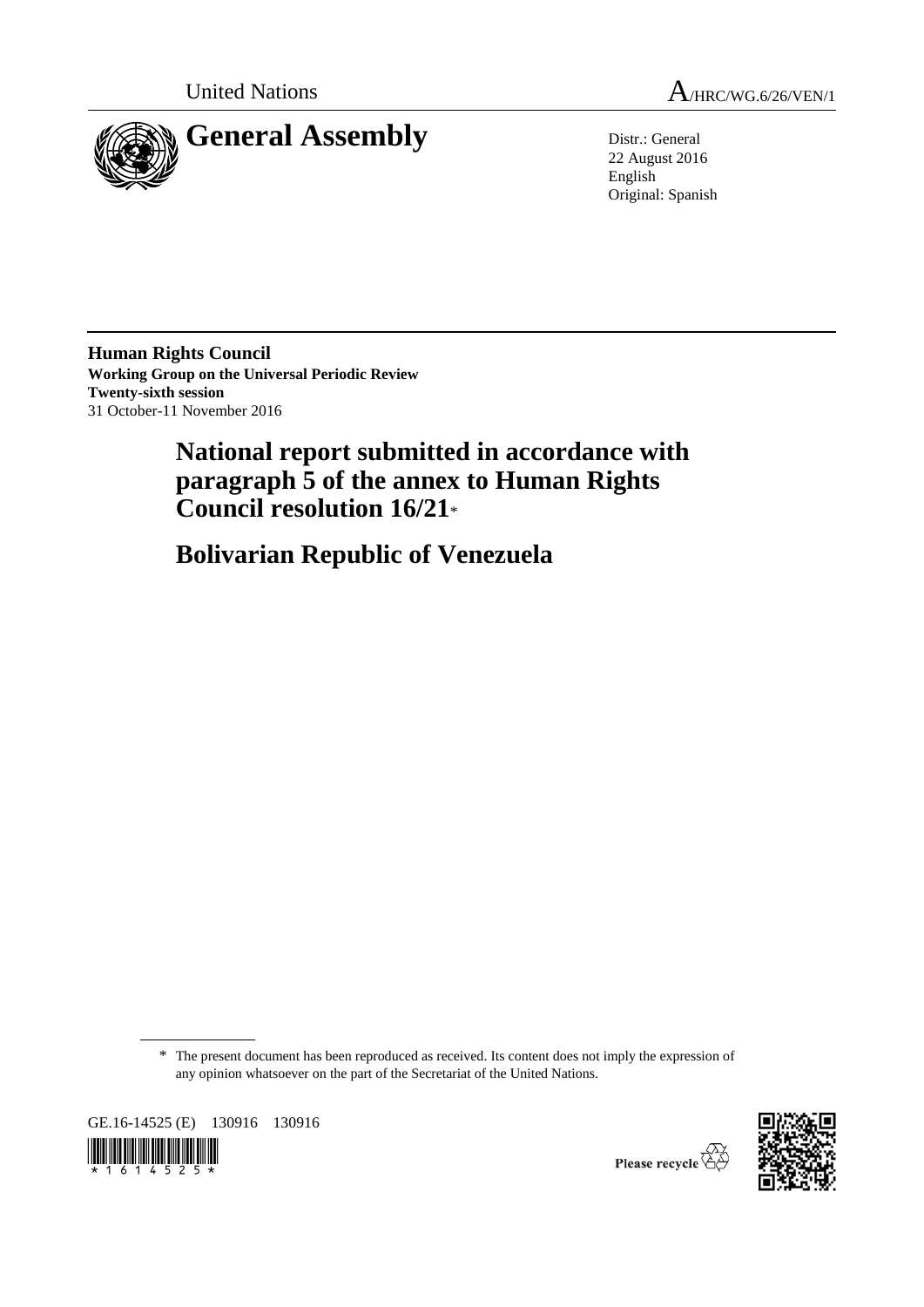United Nations

A/HRC/WG.6/26/VEN/1

# General Assembly

Distr.: General
22 August 2016
English
Original: Spanish

**Human Rights Council**
**Working Group on the Universal Periodic Review**
**Twenty-sixth session**
31 October-11 November 2016

# National report submitted in accordance with paragraph 5 of the annex to Human Rights Council resolution 16/21*

# Bolivarian Republic of Venezuela

\* The present document has been reproduced as received. Its content does not imply the expression of any opinion whatsoever on the part of the Secretariat of the United Nations.

GE.16-14525 (E) 130916 130916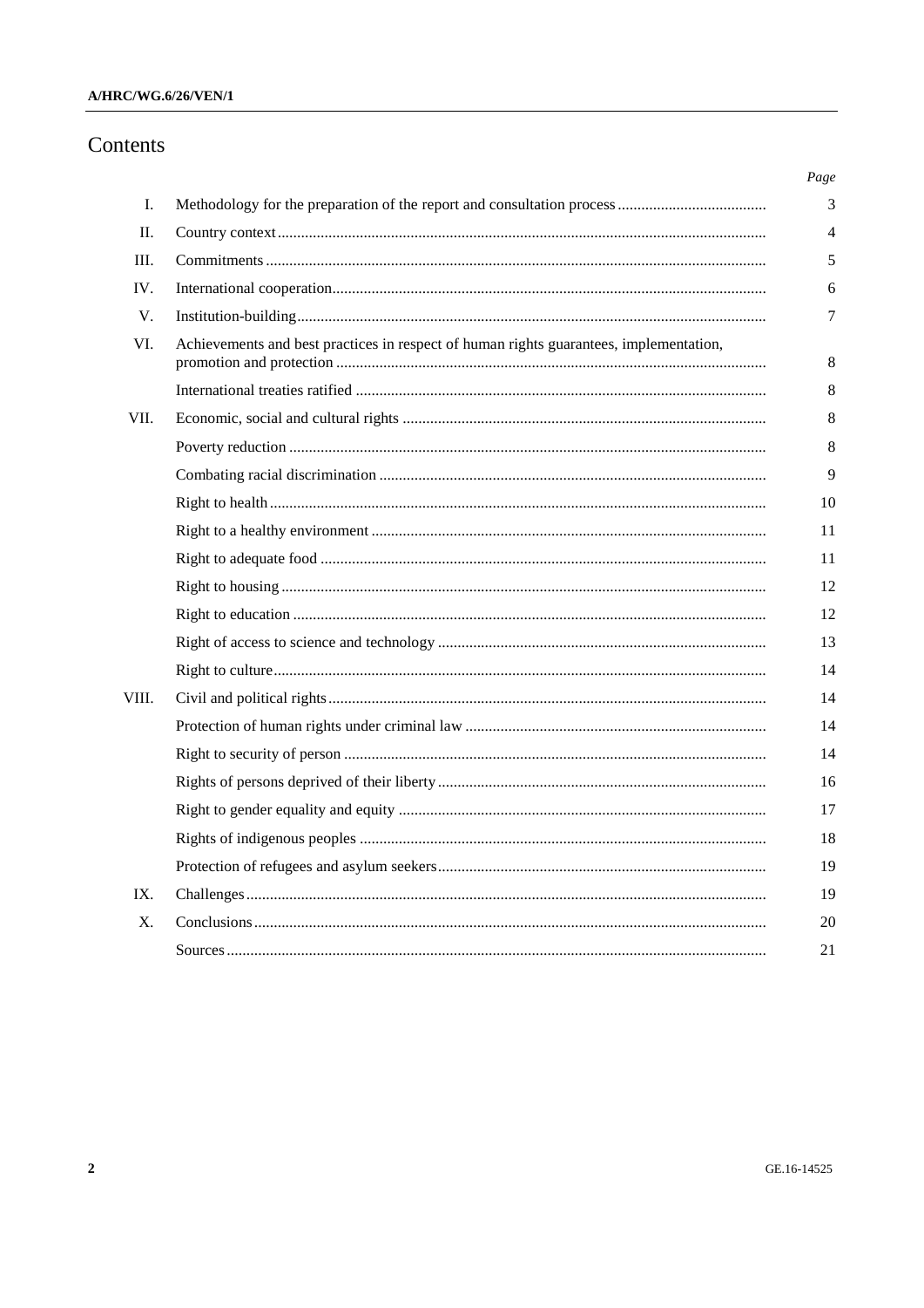# Contents

| | | Page |
|---|---|---|
| I. | Methodology for the preparation of the report and consultation process | 3 |
| II. | Country context | 4 |
| III. | Commitments | 5 |
| IV. | International cooperation | 6 |
| V. | Institution-building | 7 |
| VI. | Achievements and best practices in respect of human rights guarantees, implementation, promotion and protection | 8 |
| | International treaties ratified | 8 |
| VII. | Economic, social and cultural rights | 8 |
| | Poverty reduction | 8 |
| | Combating racial discrimination | 9 |
| | Right to health | 10 |
| | Right to a healthy environment | 11 |
| | Right to adequate food | 11 |
| | Right to housing | 12 |
| | Right to education | 12 |
| | Right of access to science and technology | 13 |
| | Right to culture | 14 |
| VIII. | Civil and political rights | 14 |
| | Protection of human rights under criminal law | 14 |
| | Right to security of person | 14 |
| | Rights of persons deprived of their liberty | 16 |
| | Right to gender equality and equity | 17 |
| | Rights of indigenous peoples | 18 |
| | Protection of refugees and asylum seekers | 19 |
| IX. | Challenges | 19 |
| X. | Conclusions | 20 |
| | Sources | 21 |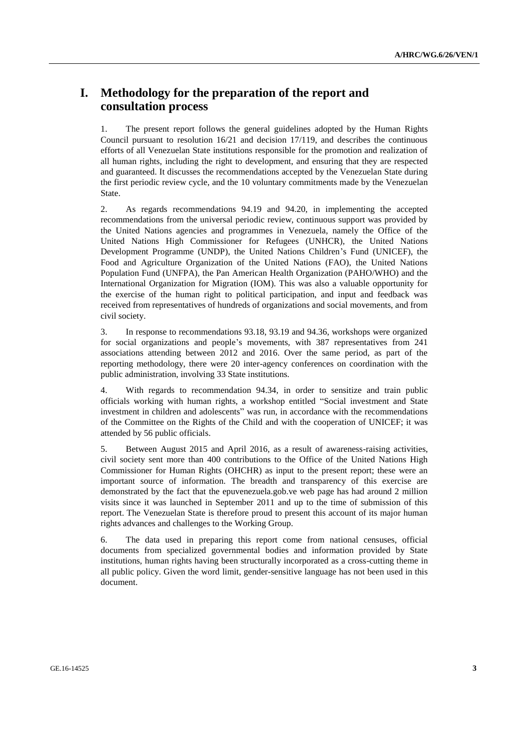# I. Methodology for the preparation of the report and consultation process

1. The present report follows the general guidelines adopted by the Human Rights Council pursuant to resolution 16/21 and decision 17/119, and describes the continuous efforts of all Venezuelan State institutions responsible for the promotion and realization of all human rights, including the right to development, and ensuring that they are respected and guaranteed. It discusses the recommendations accepted by the Venezuelan State during the first periodic review cycle, and the 10 voluntary commitments made by the Venezuelan State.

2. As regards recommendations 94.19 and 94.20, in implementing the accepted recommendations from the universal periodic review, continuous support was provided by the United Nations agencies and programmes in Venezuela, namely the Office of the United Nations High Commissioner for Refugees (UNHCR), the United Nations Development Programme (UNDP), the United Nations Children's Fund (UNICEF), the Food and Agriculture Organization of the United Nations (FAO), the United Nations Population Fund (UNFPA), the Pan American Health Organization (PAHO/WHO) and the International Organization for Migration (IOM). This was also a valuable opportunity for the exercise of the human right to political participation, and input and feedback was received from representatives of hundreds of organizations and social movements, and from civil society.

3. In response to recommendations 93.18, 93.19 and 94.36, workshops were organized for social organizations and people's movements, with 387 representatives from 241 associations attending between 2012 and 2016. Over the same period, as part of the reporting methodology, there were 20 inter-agency conferences on coordination with the public administration, involving 33 State institutions.

4. With regards to recommendation 94.34, in order to sensitize and train public officials working with human rights, a workshop entitled "Social investment and State investment in children and adolescents" was run, in accordance with the recommendations of the Committee on the Rights of the Child and with the cooperation of UNICEF; it was attended by 56 public officials.

5. Between August 2015 and April 2016, as a result of awareness-raising activities, civil society sent more than 400 contributions to the Office of the United Nations High Commissioner for Human Rights (OHCHR) as input to the present report; these were an important source of information. The breadth and transparency of this exercise are demonstrated by the fact that the epuvenezuela.gob.ve web page has had around 2 million visits since it was launched in September 2011 and up to the time of submission of this report. The Venezuelan State is therefore proud to present this account of its major human rights advances and challenges to the Working Group.

6. The data used in preparing this report come from national censuses, official documents from specialized governmental bodies and information provided by State institutions, human rights having been structurally incorporated as a cross-cutting theme in all public policy. Given the word limit, gender-sensitive language has not been used in this document.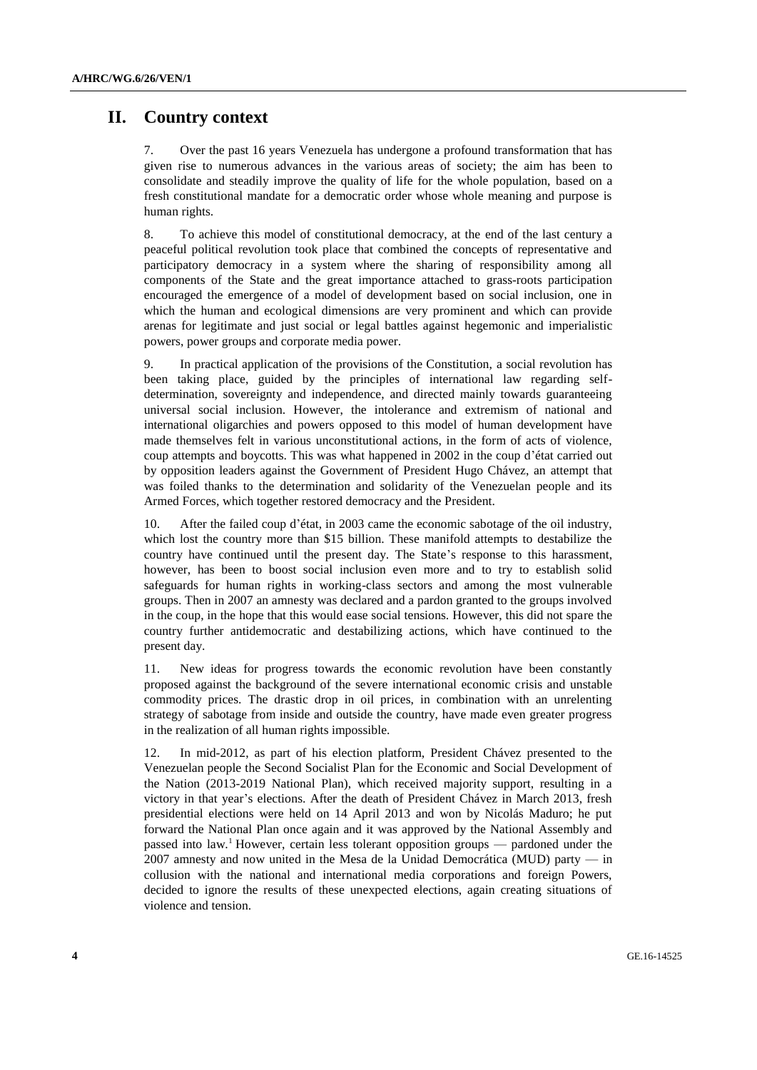## II. Country context

7. Over the past 16 years Venezuela has undergone a profound transformation that has given rise to numerous advances in the various areas of society; the aim has been to consolidate and steadily improve the quality of life for the whole population, based on a fresh constitutional mandate for a democratic order whose whole meaning and purpose is human rights.

8. To achieve this model of constitutional democracy, at the end of the last century a peaceful political revolution took place that combined the concepts of representative and participatory democracy in a system where the sharing of responsibility among all components of the State and the great importance attached to grass-roots participation encouraged the emergence of a model of development based on social inclusion, one in which the human and ecological dimensions are very prominent and which can provide arenas for legitimate and just social or legal battles against hegemonic and imperialistic powers, power groups and corporate media power.

9. In practical application of the provisions of the Constitution, a social revolution has been taking place, guided by the principles of international law regarding self-determination, sovereignty and independence, and directed mainly towards guaranteeing universal social inclusion. However, the intolerance and extremism of national and international oligarchies and powers opposed to this model of human development have made themselves felt in various unconstitutional actions, in the form of acts of violence, coup attempts and boycotts. This was what happened in 2002 in the coup d'état carried out by opposition leaders against the Government of President Hugo Chávez, an attempt that was foiled thanks to the determination and solidarity of the Venezuelan people and its Armed Forces, which together restored democracy and the President.

10. After the failed coup d'état, in 2003 came the economic sabotage of the oil industry, which lost the country more than $15 billion. These manifold attempts to destabilize the country have continued until the present day. The State's response to this harassment, however, has been to boost social inclusion even more and to try to establish solid safeguards for human rights in working-class sectors and among the most vulnerable groups. Then in 2007 an amnesty was declared and a pardon granted to the groups involved in the coup, in the hope that this would ease social tensions. However, this did not spare the country further antidemocratic and destabilizing actions, which have continued to the present day.

11. New ideas for progress towards the economic revolution have been constantly proposed against the background of the severe international economic crisis and unstable commodity prices. The drastic drop in oil prices, in combination with an unrelenting strategy of sabotage from inside and outside the country, have made even greater progress in the realization of all human rights impossible.

12. In mid-2012, as part of his election platform, President Chávez presented to the Venezuelan people the Second Socialist Plan for the Economic and Social Development of the Nation (2013-2019 National Plan), which received majority support, resulting in a victory in that year's elections. After the death of President Chávez in March 2013, fresh presidential elections were held on 14 April 2013 and won by Nicolás Maduro; he put forward the National Plan once again and it was approved by the National Assembly and passed into law.[1] However, certain less tolerant opposition groups — pardoned under the 2007 amnesty and now united in the Mesa de la Unidad Democrática (MUD) party — in collusion with the national and international media corporations and foreign Powers, decided to ignore the results of these unexpected elections, again creating situations of violence and tension.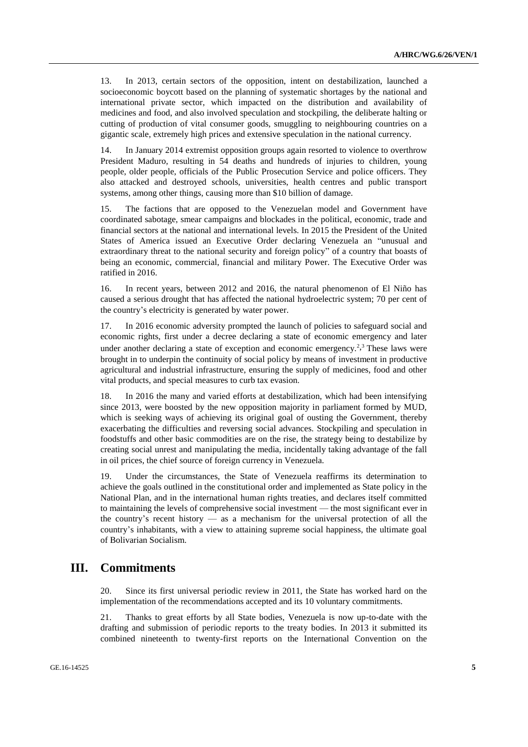13. In 2013, certain sectors of the opposition, intent on destabilization, launched a socioeconomic boycott based on the planning of systematic shortages by the national and international private sector, which impacted on the distribution and availability of medicines and food, and also involved speculation and stockpiling, the deliberate halting or cutting of production of vital consumer goods, smuggling to neighbouring countries on a gigantic scale, extremely high prices and extensive speculation in the national currency.

14. In January 2014 extremist opposition groups again resorted to violence to overthrow President Maduro, resulting in 54 deaths and hundreds of injuries to children, young people, older people, officials of the Public Prosecution Service and police officers. They also attacked and destroyed schools, universities, health centres and public transport systems, among other things, causing more than $10 billion of damage.

15. The factions that are opposed to the Venezuelan model and Government have coordinated sabotage, smear campaigns and blockades in the political, economic, trade and financial sectors at the national and international levels. In 2015 the President of the United States of America issued an Executive Order declaring Venezuela an "unusual and extraordinary threat to the national security and foreign policy" of a country that boasts of being an economic, commercial, financial and military Power. The Executive Order was ratified in 2016.

16. In recent years, between 2012 and 2016, the natural phenomenon of El Niño has caused a serious drought that has affected the national hydroelectric system; 70 per cent of the country's electricity is generated by water power.

17. In 2016 economic adversity prompted the launch of policies to safeguard social and economic rights, first under a decree declaring a state of economic emergency and later under another declaring a state of exception and economic emergency.[2,3] These laws were brought in to underpin the continuity of social policy by means of investment in productive agricultural and industrial infrastructure, ensuring the supply of medicines, food and other vital products, and special measures to curb tax evasion.

18. In 2016 the many and varied efforts at destabilization, which had been intensifying since 2013, were boosted by the new opposition majority in parliament formed by MUD, which is seeking ways of achieving its original goal of ousting the Government, thereby exacerbating the difficulties and reversing social advances. Stockpiling and speculation in foodstuffs and other basic commodities are on the rise, the strategy being to destabilize by creating social unrest and manipulating the media, incidentally taking advantage of the fall in oil prices, the chief source of foreign currency in Venezuela.

19. Under the circumstances, the State of Venezuela reaffirms its determination to achieve the goals outlined in the constitutional order and implemented as State policy in the National Plan, and in the international human rights treaties, and declares itself committed to maintaining the levels of comprehensive social investment — the most significant ever in the country's recent history — as a mechanism for the universal protection of all the country's inhabitants, with a view to attaining supreme social happiness, the ultimate goal of Bolivarian Socialism.

## III. Commitments

20. Since its first universal periodic review in 2011, the State has worked hard on the implementation of the recommendations accepted and its 10 voluntary commitments.

21. Thanks to great efforts by all State bodies, Venezuela is now up-to-date with the drafting and submission of periodic reports to the treaty bodies. In 2013 it submitted its combined nineteenth to twenty-first reports on the International Convention on the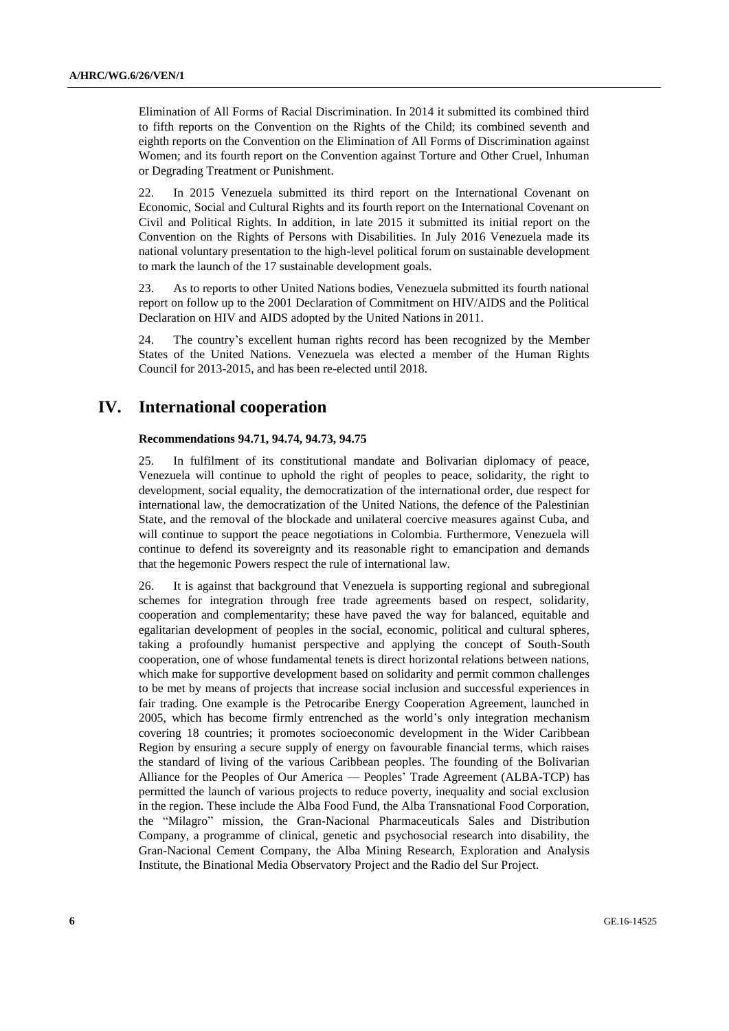Elimination of All Forms of Racial Discrimination. In 2014 it submitted its combined third to fifth reports on the Convention on the Rights of the Child; its combined seventh and eighth reports on the Convention on the Elimination of All Forms of Discrimination against Women; and its fourth report on the Convention against Torture and Other Cruel, Inhuman or Degrading Treatment or Punishment.

22. In 2015 Venezuela submitted its third report on the International Covenant on Economic, Social and Cultural Rights and its fourth report on the International Covenant on Civil and Political Rights. In addition, in late 2015 it submitted its initial report on the Convention on the Rights of Persons with Disabilities. In July 2016 Venezuela made its national voluntary presentation to the high-level political forum on sustainable development to mark the launch of the 17 sustainable development goals.

23. As to reports to other United Nations bodies, Venezuela submitted its fourth national report on follow up to the 2001 Declaration of Commitment on HIV/AIDS and the Political Declaration on HIV and AIDS adopted by the United Nations in 2011.

24. The country's excellent human rights record has been recognized by the Member States of the United Nations. Venezuela was elected a member of the Human Rights Council for 2013-2015, and has been re-elected until 2018.

# IV. International cooperation

### Recommendations 94.71, 94.74, 94.73, 94.75

25. In fulfilment of its constitutional mandate and Bolivarian diplomacy of peace, Venezuela will continue to uphold the right of peoples to peace, solidarity, the right to development, social equality, the democratization of the international order, due respect for international law, the democratization of the United Nations, the defence of the Palestinian State, and the removal of the blockade and unilateral coercive measures against Cuba, and will continue to support the peace negotiations in Colombia. Furthermore, Venezuela will continue to defend its sovereignty and its reasonable right to emancipation and demands that the hegemonic Powers respect the rule of international law.

26. It is against that background that Venezuela is supporting regional and subregional schemes for integration through free trade agreements based on respect, solidarity, cooperation and complementarity; these have paved the way for balanced, equitable and egalitarian development of peoples in the social, economic, political and cultural spheres, taking a profoundly humanist perspective and applying the concept of South-South cooperation, one of whose fundamental tenets is direct horizontal relations between nations, which make for supportive development based on solidarity and permit common challenges to be met by means of projects that increase social inclusion and successful experiences in fair trading. One example is the Petrocaribe Energy Cooperation Agreement, launched in 2005, which has become firmly entrenched as the world's only integration mechanism covering 18 countries; it promotes socioeconomic development in the Wider Caribbean Region by ensuring a secure supply of energy on favourable financial terms, which raises the standard of living of the various Caribbean peoples. The founding of the Bolivarian Alliance for the Peoples of Our America — Peoples' Trade Agreement (ALBA-TCP) has permitted the launch of various projects to reduce poverty, inequality and social exclusion in the region. These include the Alba Food Fund, the Alba Transnational Food Corporation, the "Milagro" mission, the Gran-Nacional Pharmaceuticals Sales and Distribution Company, a programme of clinical, genetic and psychosocial research into disability, the Gran-Nacional Cement Company, the Alba Mining Research, Exploration and Analysis Institute, the Binational Media Observatory Project and the Radio del Sur Project.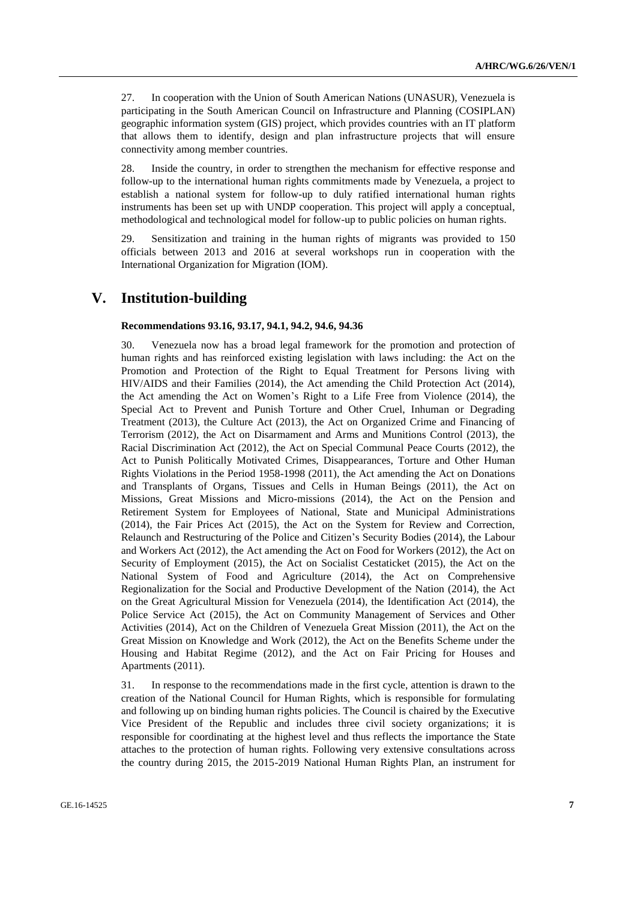27. In cooperation with the Union of South American Nations (UNASUR), Venezuela is participating in the South American Council on Infrastructure and Planning (COSIPLAN) geographic information system (GIS) project, which provides countries with an IT platform that allows them to identify, design and plan infrastructure projects that will ensure connectivity among member countries.

28. Inside the country, in order to strengthen the mechanism for effective response and follow-up to the international human rights commitments made by Venezuela, a project to establish a national system for follow-up to duly ratified international human rights instruments has been set up with UNDP cooperation. This project will apply a conceptual, methodological and technological model for follow-up to public policies on human rights.

29. Sensitization and training in the human rights of migrants was provided to 150 officials between 2013 and 2016 at several workshops run in cooperation with the International Organization for Migration (IOM).

# V. Institution-building

**Recommendations 93.16, 93.17, 94.1, 94.2, 94.6, 94.36**

30. Venezuela now has a broad legal framework for the promotion and protection of human rights and has reinforced existing legislation with laws including: the Act on the Promotion and Protection of the Right to Equal Treatment for Persons living with HIV/AIDS and their Families (2014), the Act amending the Child Protection Act (2014), the Act amending the Act on Women's Right to a Life Free from Violence (2014), the Special Act to Prevent and Punish Torture and Other Cruel, Inhuman or Degrading Treatment (2013), the Culture Act (2013), the Act on Organized Crime and Financing of Terrorism (2012), the Act on Disarmament and Arms and Munitions Control (2013), the Racial Discrimination Act (2012), the Act on Special Communal Peace Courts (2012), the Act to Punish Politically Motivated Crimes, Disappearances, Torture and Other Human Rights Violations in the Period 1958-1998 (2011), the Act amending the Act on Donations and Transplants of Organs, Tissues and Cells in Human Beings (2011), the Act on Missions, Great Missions and Micro-missions (2014), the Act on the Pension and Retirement System for Employees of National, State and Municipal Administrations (2014), the Fair Prices Act (2015), the Act on the System for Review and Correction, Relaunch and Restructuring of the Police and Citizen's Security Bodies (2014), the Labour and Workers Act (2012), the Act amending the Act on Food for Workers (2012), the Act on Security of Employment (2015), the Act on Socialist Cestaticket (2015), the Act on the National System of Food and Agriculture (2014), the Act on Comprehensive Regionalization for the Social and Productive Development of the Nation (2014), the Act on the Great Agricultural Mission for Venezuela (2014), the Identification Act (2014), the Police Service Act (2015), the Act on Community Management of Services and Other Activities (2014), Act on the Children of Venezuela Great Mission (2011), the Act on the Great Mission on Knowledge and Work (2012), the Act on the Benefits Scheme under the Housing and Habitat Regime (2012), and the Act on Fair Pricing for Houses and Apartments (2011).

31. In response to the recommendations made in the first cycle, attention is drawn to the creation of the National Council for Human Rights, which is responsible for formulating and following up on binding human rights policies. The Council is chaired by the Executive Vice President of the Republic and includes three civil society organizations; it is responsible for coordinating at the highest level and thus reflects the importance the State attaches to the protection of human rights. Following very extensive consultations across the country during 2015, the 2015-2019 National Human Rights Plan, an instrument for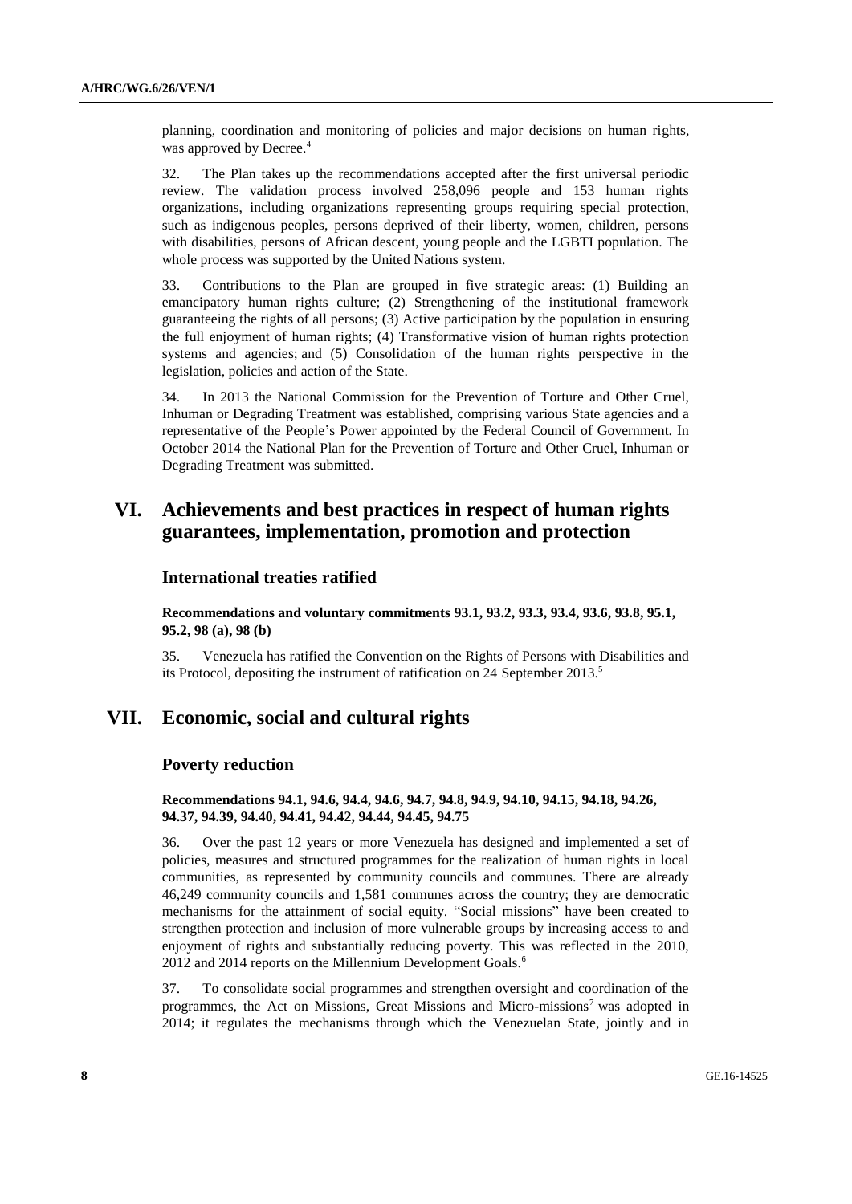planning, coordination and monitoring of policies and major decisions on human rights, was approved by Decree.[4]

32. The Plan takes up the recommendations accepted after the first universal periodic review. The validation process involved 258,096 people and 153 human rights organizations, including organizations representing groups requiring special protection, such as indigenous peoples, persons deprived of their liberty, women, children, persons with disabilities, persons of African descent, young people and the LGBTI population. The whole process was supported by the United Nations system.

33. Contributions to the Plan are grouped in five strategic areas: (1) Building an emancipatory human rights culture; (2) Strengthening of the institutional framework guaranteeing the rights of all persons; (3) Active participation by the population in ensuring the full enjoyment of human rights; (4) Transformative vision of human rights protection systems and agencies; and (5) Consolidation of the human rights perspective in the legislation, policies and action of the State.

34. In 2013 the National Commission for the Prevention of Torture and Other Cruel, Inhuman or Degrading Treatment was established, comprising various State agencies and a representative of the People's Power appointed by the Federal Council of Government. In October 2014 the National Plan for the Prevention of Torture and Other Cruel, Inhuman or Degrading Treatment was submitted.

# VI. Achievements and best practices in respect of human rights guarantees, implementation, promotion and protection

## International treaties ratified

**Recommendations and voluntary commitments 93.1, 93.2, 93.3, 93.4, 93.6, 93.8, 95.1, 95.2, 98 (a), 98 (b)**

35. Venezuela has ratified the Convention on the Rights of Persons with Disabilities and its Protocol, depositing the instrument of ratification on 24 September 2013.[5]

# VII. Economic, social and cultural rights

## Poverty reduction

**Recommendations 94.1, 94.6, 94.4, 94.6, 94.7, 94.8, 94.9, 94.10, 94.15, 94.18, 94.26, 94.37, 94.39, 94.40, 94.41, 94.42, 94.44, 94.45, 94.75**

36. Over the past 12 years or more Venezuela has designed and implemented a set of policies, measures and structured programmes for the realization of human rights in local communities, as represented by community councils and communes. There are already 46,249 community councils and 1,581 communes across the country; they are democratic mechanisms for the attainment of social equity. "Social missions" have been created to strengthen protection and inclusion of more vulnerable groups by increasing access to and enjoyment of rights and substantially reducing poverty. This was reflected in the 2010, 2012 and 2014 reports on the Millennium Development Goals.[6]

37. To consolidate social programmes and strengthen oversight and coordination of the programmes, the Act on Missions, Great Missions and Micro-missions[7] was adopted in 2014; it regulates the mechanisms through which the Venezuelan State, jointly and in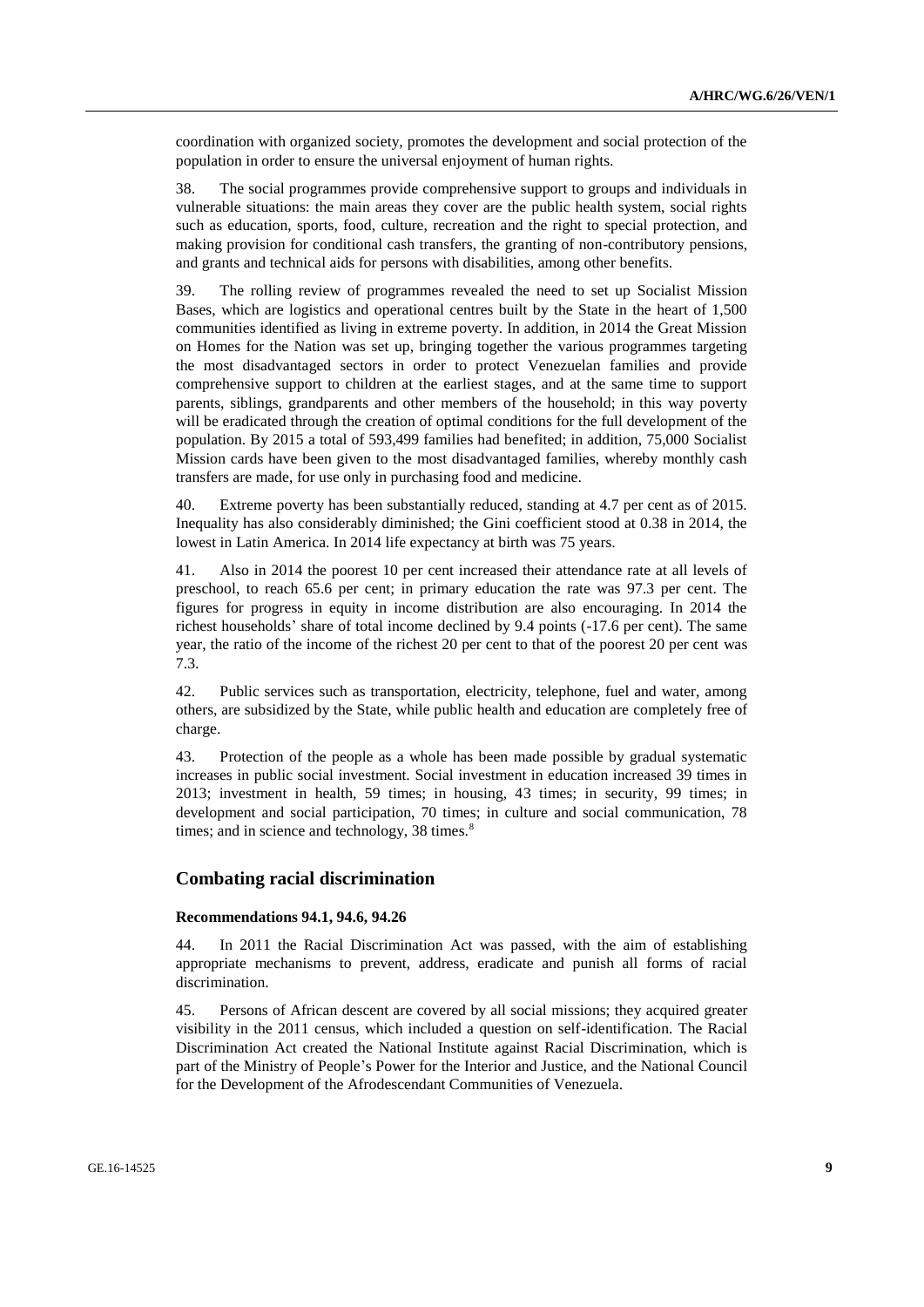coordination with organized society, promotes the development and social protection of the population in order to ensure the universal enjoyment of human rights.

38. The social programmes provide comprehensive support to groups and individuals in vulnerable situations: the main areas they cover are the public health system, social rights such as education, sports, food, culture, recreation and the right to special protection, and making provision for conditional cash transfers, the granting of non-contributory pensions, and grants and technical aids for persons with disabilities, among other benefits.

39. The rolling review of programmes revealed the need to set up Socialist Mission Bases, which are logistics and operational centres built by the State in the heart of 1,500 communities identified as living in extreme poverty. In addition, in 2014 the Great Mission on Homes for the Nation was set up, bringing together the various programmes targeting the most disadvantaged sectors in order to protect Venezuelan families and provide comprehensive support to children at the earliest stages, and at the same time to support parents, siblings, grandparents and other members of the household; in this way poverty will be eradicated through the creation of optimal conditions for the full development of the population. By 2015 a total of 593,499 families had benefited; in addition, 75,000 Socialist Mission cards have been given to the most disadvantaged families, whereby monthly cash transfers are made, for use only in purchasing food and medicine.

40. Extreme poverty has been substantially reduced, standing at 4.7 per cent as of 2015. Inequality has also considerably diminished; the Gini coefficient stood at 0.38 in 2014, the lowest in Latin America. In 2014 life expectancy at birth was 75 years.

41. Also in 2014 the poorest 10 per cent increased their attendance rate at all levels of preschool, to reach 65.6 per cent; in primary education the rate was 97.3 per cent. The figures for progress in equity in income distribution are also encouraging. In 2014 the richest households' share of total income declined by 9.4 points (-17.6 per cent). The same year, the ratio of the income of the richest 20 per cent to that of the poorest 20 per cent was 7.3.

42. Public services such as transportation, electricity, telephone, fuel and water, among others, are subsidized by the State, while public health and education are completely free of charge.

43. Protection of the people as a whole has been made possible by gradual systematic increases in public social investment. Social investment in education increased 39 times in 2013; investment in health, 59 times; in housing, 43 times; in security, 99 times; in development and social participation, 70 times; in culture and social communication, 78 times; and in science and technology, 38 times.[8]

## Combating racial discrimination

### Recommendations 94.1, 94.6, 94.26

44. In 2011 the Racial Discrimination Act was passed, with the aim of establishing appropriate mechanisms to prevent, address, eradicate and punish all forms of racial discrimination.

45. Persons of African descent are covered by all social missions; they acquired greater visibility in the 2011 census, which included a question on self-identification. The Racial Discrimination Act created the National Institute against Racial Discrimination, which is part of the Ministry of People's Power for the Interior and Justice, and the National Council for the Development of the Afrodescendant Communities of Venezuela.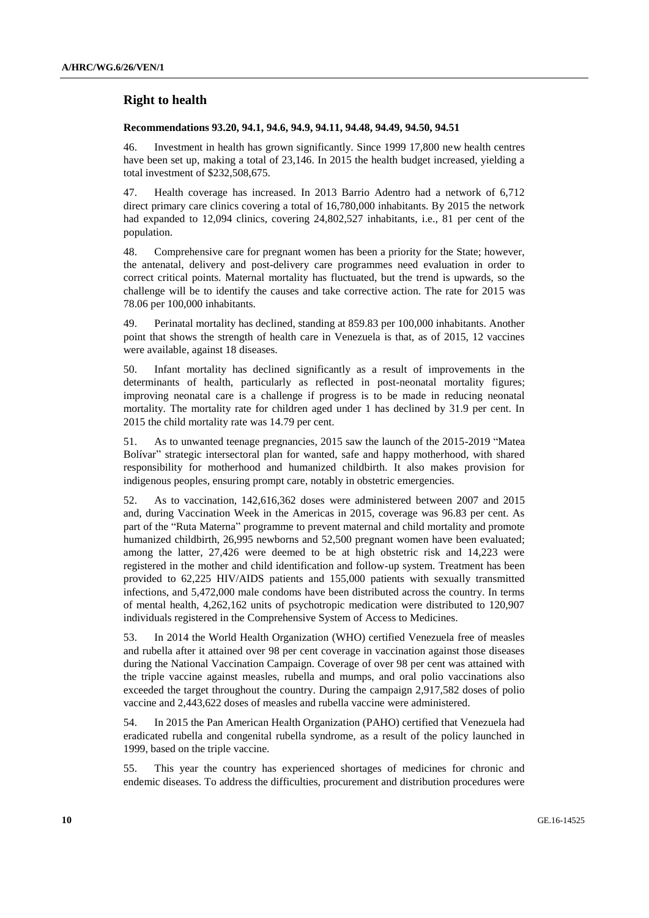## Right to health

**Recommendations 93.20, 94.1, 94.6, 94.9, 94.11, 94.48, 94.49, 94.50, 94.51**

46. Investment in health has grown significantly. Since 1999 17,800 new health centres have been set up, making a total of 23,146. In 2015 the health budget increased, yielding a total investment of $232,508,675.

47. Health coverage has increased. In 2013 Barrio Adentro had a network of 6,712 direct primary care clinics covering a total of 16,780,000 inhabitants. By 2015 the network had expanded to 12,094 clinics, covering 24,802,527 inhabitants, i.e., 81 per cent of the population.

48. Comprehensive care for pregnant women has been a priority for the State; however, the antenatal, delivery and post-delivery care programmes need evaluation in order to correct critical points. Maternal mortality has fluctuated, but the trend is upwards, so the challenge will be to identify the causes and take corrective action. The rate for 2015 was 78.06 per 100,000 inhabitants.

49. Perinatal mortality has declined, standing at 859.83 per 100,000 inhabitants. Another point that shows the strength of health care in Venezuela is that, as of 2015, 12 vaccines were available, against 18 diseases.

50. Infant mortality has declined significantly as a result of improvements in the determinants of health, particularly as reflected in post-neonatal mortality figures; improving neonatal care is a challenge if progress is to be made in reducing neonatal mortality. The mortality rate for children aged under 1 has declined by 31.9 per cent. In 2015 the child mortality rate was 14.79 per cent.

51. As to unwanted teenage pregnancies, 2015 saw the launch of the 2015-2019 "Matea Bolívar" strategic intersectoral plan for wanted, safe and happy motherhood, with shared responsibility for motherhood and humanized childbirth. It also makes provision for indigenous peoples, ensuring prompt care, notably in obstetric emergencies.

52. As to vaccination, 142,616,362 doses were administered between 2007 and 2015 and, during Vaccination Week in the Americas in 2015, coverage was 96.83 per cent. As part of the "Ruta Materna" programme to prevent maternal and child mortality and promote humanized childbirth, 26,995 newborns and 52,500 pregnant women have been evaluated; among the latter, 27,426 were deemed to be at high obstetric risk and 14,223 were registered in the mother and child identification and follow-up system. Treatment has been provided to 62,225 HIV/AIDS patients and 155,000 patients with sexually transmitted infections, and 5,472,000 male condoms have been distributed across the country. In terms of mental health, 4,262,162 units of psychotropic medication were distributed to 120,907 individuals registered in the Comprehensive System of Access to Medicines.

53. In 2014 the World Health Organization (WHO) certified Venezuela free of measles and rubella after it attained over 98 per cent coverage in vaccination against those diseases during the National Vaccination Campaign. Coverage of over 98 per cent was attained with the triple vaccine against measles, rubella and mumps, and oral polio vaccinations also exceeded the target throughout the country. During the campaign 2,917,582 doses of polio vaccine and 2,443,622 doses of measles and rubella vaccine were administered.

54. In 2015 the Pan American Health Organization (PAHO) certified that Venezuela had eradicated rubella and congenital rubella syndrome, as a result of the policy launched in 1999, based on the triple vaccine.

55. This year the country has experienced shortages of medicines for chronic and endemic diseases. To address the difficulties, procurement and distribution procedures were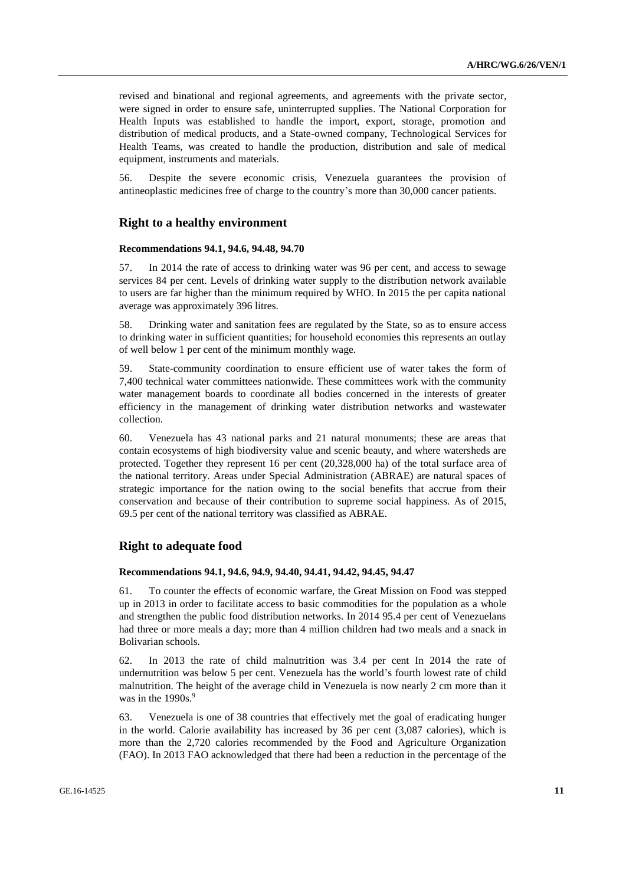revised and binational and regional agreements, and agreements with the private sector, were signed in order to ensure safe, uninterrupted supplies. The National Corporation for Health Inputs was established to handle the import, export, storage, promotion and distribution of medical products, and a State-owned company, Technological Services for Health Teams, was created to handle the production, distribution and sale of medical equipment, instruments and materials.

56. Despite the severe economic crisis, Venezuela guarantees the provision of antineoplastic medicines free of charge to the country's more than 30,000 cancer patients.

## Right to a healthy environment

### Recommendations 94.1, 94.6, 94.48, 94.70

57. In 2014 the rate of access to drinking water was 96 per cent, and access to sewage services 84 per cent. Levels of drinking water supply to the distribution network available to users are far higher than the minimum required by WHO. In 2015 the per capita national average was approximately 396 litres.

58. Drinking water and sanitation fees are regulated by the State, so as to ensure access to drinking water in sufficient quantities; for household economies this represents an outlay of well below 1 per cent of the minimum monthly wage.

59. State-community coordination to ensure efficient use of water takes the form of 7,400 technical water committees nationwide. These committees work with the community water management boards to coordinate all bodies concerned in the interests of greater efficiency in the management of drinking water distribution networks and wastewater collection.

60. Venezuela has 43 national parks and 21 natural monuments; these are areas that contain ecosystems of high biodiversity value and scenic beauty, and where watersheds are protected. Together they represent 16 per cent (20,328,000 ha) of the total surface area of the national territory. Areas under Special Administration (ABRAE) are natural spaces of strategic importance for the nation owing to the social benefits that accrue from their conservation and because of their contribution to supreme social happiness. As of 2015, 69.5 per cent of the national territory was classified as ABRAE.

## Right to adequate food

### Recommendations 94.1, 94.6, 94.9, 94.40, 94.41, 94.42, 94.45, 94.47

61. To counter the effects of economic warfare, the Great Mission on Food was stepped up in 2013 in order to facilitate access to basic commodities for the population as a whole and strengthen the public food distribution networks. In 2014 95.4 per cent of Venezuelans had three or more meals a day; more than 4 million children had two meals and a snack in Bolivarian schools.

62. In 2013 the rate of child malnutrition was 3.4 per cent In 2014 the rate of undernutrition was below 5 per cent. Venezuela has the world's fourth lowest rate of child malnutrition. The height of the average child in Venezuela is now nearly 2 cm more than it was in the 1990s.[9]

63. Venezuela is one of 38 countries that effectively met the goal of eradicating hunger in the world. Calorie availability has increased by 36 per cent (3,087 calories), which is more than the 2,720 calories recommended by the Food and Agriculture Organization (FAO). In 2013 FAO acknowledged that there had been a reduction in the percentage of the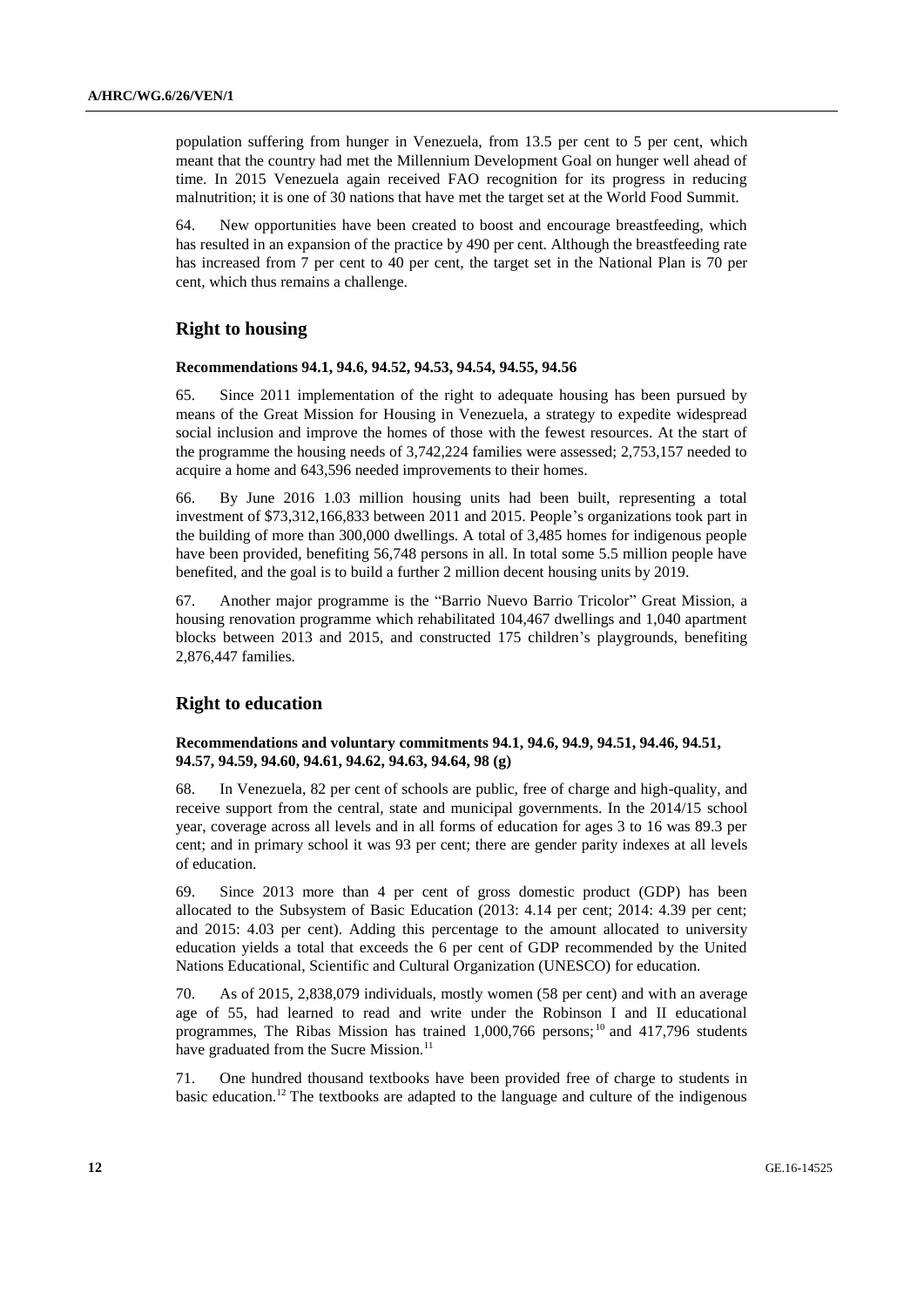population suffering from hunger in Venezuela, from 13.5 per cent to 5 per cent, which meant that the country had met the Millennium Development Goal on hunger well ahead of time. In 2015 Venezuela again received FAO recognition for its progress in reducing malnutrition; it is one of 30 nations that have met the target set at the World Food Summit.

64. New opportunities have been created to boost and encourage breastfeeding, which has resulted in an expansion of the practice by 490 per cent. Although the breastfeeding rate has increased from 7 per cent to 40 per cent, the target set in the National Plan is 70 per cent, which thus remains a challenge.

## Right to housing

### Recommendations 94.1, 94.6, 94.52, 94.53, 94.54, 94.55, 94.56

65. Since 2011 implementation of the right to adequate housing has been pursued by means of the Great Mission for Housing in Venezuela, a strategy to expedite widespread social inclusion and improve the homes of those with the fewest resources. At the start of the programme the housing needs of 3,742,224 families were assessed; 2,753,157 needed to acquire a home and 643,596 needed improvements to their homes.

66. By June 2016 1.03 million housing units had been built, representing a total investment of $73,312,166,833 between 2011 and 2015. People's organizations took part in the building of more than 300,000 dwellings. A total of 3,485 homes for indigenous people have been provided, benefiting 56,748 persons in all. In total some 5.5 million people have benefited, and the goal is to build a further 2 million decent housing units by 2019.

67. Another major programme is the "Barrio Nuevo Barrio Tricolor" Great Mission, a housing renovation programme which rehabilitated 104,467 dwellings and 1,040 apartment blocks between 2013 and 2015, and constructed 175 children's playgrounds, benefiting 2,876,447 families.

## Right to education

### Recommendations and voluntary commitments 94.1, 94.6, 94.9, 94.51, 94.46, 94.51, 94.57, 94.59, 94.60, 94.61, 94.62, 94.63, 94.64, 98 (g)

68. In Venezuela, 82 per cent of schools are public, free of charge and high-quality, and receive support from the central, state and municipal governments. In the 2014/15 school year, coverage across all levels and in all forms of education for ages 3 to 16 was 89.3 per cent; and in primary school it was 93 per cent; there are gender parity indexes at all levels of education.

69. Since 2013 more than 4 per cent of gross domestic product (GDP) has been allocated to the Subsystem of Basic Education (2013: 4.14 per cent; 2014: 4.39 per cent; and 2015: 4.03 per cent). Adding this percentage to the amount allocated to university education yields a total that exceeds the 6 per cent of GDP recommended by the United Nations Educational, Scientific and Cultural Organization (UNESCO) for education.

70. As of 2015, 2,838,079 individuals, mostly women (58 per cent) and with an average age of 55, had learned to read and write under the Robinson I and II educational programmes, The Ribas Mission has trained 1,000,766 persons;[10] and 417,796 students have graduated from the Sucre Mission.[11]

71. One hundred thousand textbooks have been provided free of charge to students in basic education.[12] The textbooks are adapted to the language and culture of the indigenous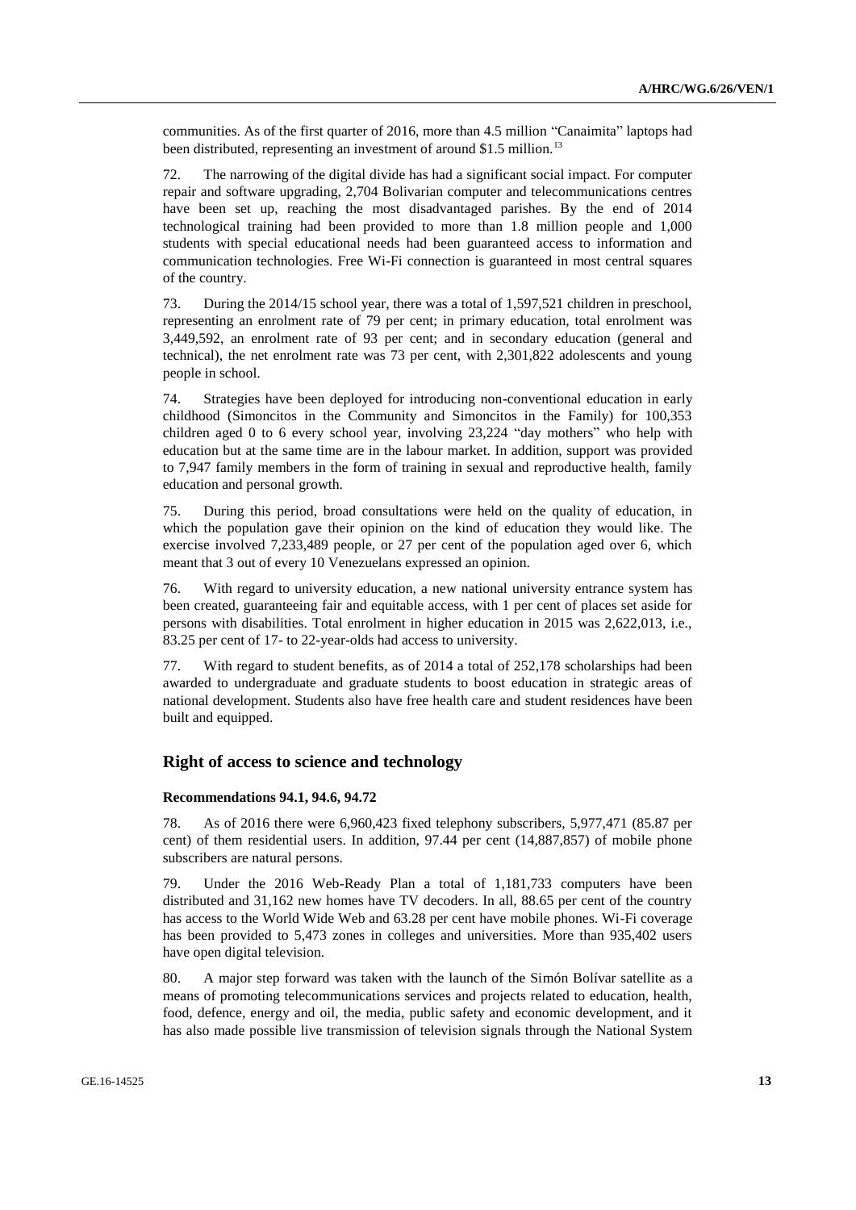communities. As of the first quarter of 2016, more than 4.5 million "Canaimita" laptops had been distributed, representing an investment of around $1.5 million.[13]

72. The narrowing of the digital divide has had a significant social impact. For computer repair and software upgrading, 2,704 Bolivarian computer and telecommunications centres have been set up, reaching the most disadvantaged parishes. By the end of 2014 technological training had been provided to more than 1.8 million people and 1,000 students with special educational needs had been guaranteed access to information and communication technologies. Free Wi-Fi connection is guaranteed in most central squares of the country.

73. During the 2014/15 school year, there was a total of 1,597,521 children in preschool, representing an enrolment rate of 79 per cent; in primary education, total enrolment was 3,449,592, an enrolment rate of 93 per cent; and in secondary education (general and technical), the net enrolment rate was 73 per cent, with 2,301,822 adolescents and young people in school.

74. Strategies have been deployed for introducing non-conventional education in early childhood (Simoncitos in the Community and Simoncitos in the Family) for 100,353 children aged 0 to 6 every school year, involving 23,224 "day mothers" who help with education but at the same time are in the labour market. In addition, support was provided to 7,947 family members in the form of training in sexual and reproductive health, family education and personal growth.

75. During this period, broad consultations were held on the quality of education, in which the population gave their opinion on the kind of education they would like. The exercise involved 7,233,489 people, or 27 per cent of the population aged over 6, which meant that 3 out of every 10 Venezuelans expressed an opinion.

76. With regard to university education, a new national university entrance system has been created, guaranteeing fair and equitable access, with 1 per cent of places set aside for persons with disabilities. Total enrolment in higher education in 2015 was 2,622,013, i.e., 83.25 per cent of 17- to 22-year-olds had access to university.

77. With regard to student benefits, as of 2014 a total of 252,178 scholarships had been awarded to undergraduate and graduate students to boost education in strategic areas of national development. Students also have free health care and student residences have been built and equipped.

## Right of access to science and technology

### Recommendations 94.1, 94.6, 94.72

78. As of 2016 there were 6,960,423 fixed telephony subscribers, 5,977,471 (85.87 per cent) of them residential users. In addition, 97.44 per cent (14,887,857) of mobile phone subscribers are natural persons.

79. Under the 2016 Web-Ready Plan a total of 1,181,733 computers have been distributed and 31,162 new homes have TV decoders. In all, 88.65 per cent of the country has access to the World Wide Web and 63.28 per cent have mobile phones. Wi-Fi coverage has been provided to 5,473 zones in colleges and universities. More than 935,402 users have open digital television.

80. A major step forward was taken with the launch of the Simón Bolívar satellite as a means of promoting telecommunications services and projects related to education, health, food, defence, energy and oil, the media, public safety and economic development, and it has also made possible live transmission of television signals through the National System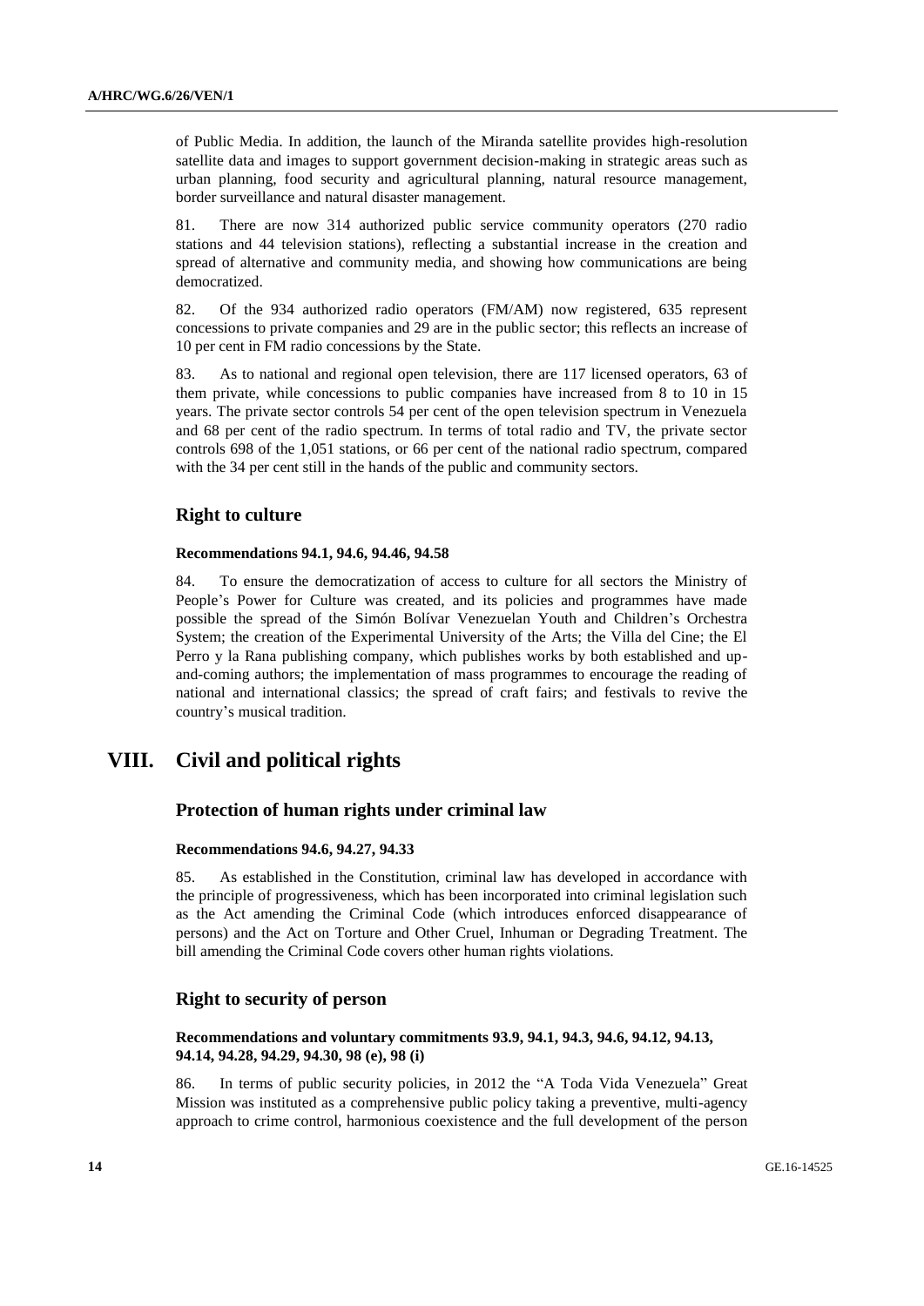of Public Media. In addition, the launch of the Miranda satellite provides high-resolution satellite data and images to support government decision-making in strategic areas such as urban planning, food security and agricultural planning, natural resource management, border surveillance and natural disaster management.

81. There are now 314 authorized public service community operators (270 radio stations and 44 television stations), reflecting a substantial increase in the creation and spread of alternative and community media, and showing how communications are being democratized.

82. Of the 934 authorized radio operators (FM/AM) now registered, 635 represent concessions to private companies and 29 are in the public sector; this reflects an increase of 10 per cent in FM radio concessions by the State.

83. As to national and regional open television, there are 117 licensed operators, 63 of them private, while concessions to public companies have increased from 8 to 10 in 15 years. The private sector controls 54 per cent of the open television spectrum in Venezuela and 68 per cent of the radio spectrum. In terms of total radio and TV, the private sector controls 698 of the 1,051 stations, or 66 per cent of the national radio spectrum, compared with the 34 per cent still in the hands of the public and community sectors.

### Right to culture

#### Recommendations 94.1, 94.6, 94.46, 94.58

84. To ensure the democratization of access to culture for all sectors the Ministry of People's Power for Culture was created, and its policies and programmes have made possible the spread of the Simón Bolívar Venezuelan Youth and Children's Orchestra System; the creation of the Experimental University of the Arts; the Villa del Cine; the El Perro y la Rana publishing company, which publishes works by both established and up-and-coming authors; the implementation of mass programmes to encourage the reading of national and international classics; the spread of craft fairs; and festivals to revive the country's musical tradition.

## VIII. Civil and political rights

### Protection of human rights under criminal law

#### Recommendations 94.6, 94.27, 94.33

85. As established in the Constitution, criminal law has developed in accordance with the principle of progressiveness, which has been incorporated into criminal legislation such as the Act amending the Criminal Code (which introduces enforced disappearance of persons) and the Act on Torture and Other Cruel, Inhuman or Degrading Treatment. The bill amending the Criminal Code covers other human rights violations.

### Right to security of person

#### Recommendations and voluntary commitments 93.9, 94.1, 94.3, 94.6, 94.12, 94.13, 94.14, 94.28, 94.29, 94.30, 98 (e), 98 (i)

86. In terms of public security policies, in 2012 the "A Toda Vida Venezuela" Great Mission was instituted as a comprehensive public policy taking a preventive, multi-agency approach to crime control, harmonious coexistence and the full development of the person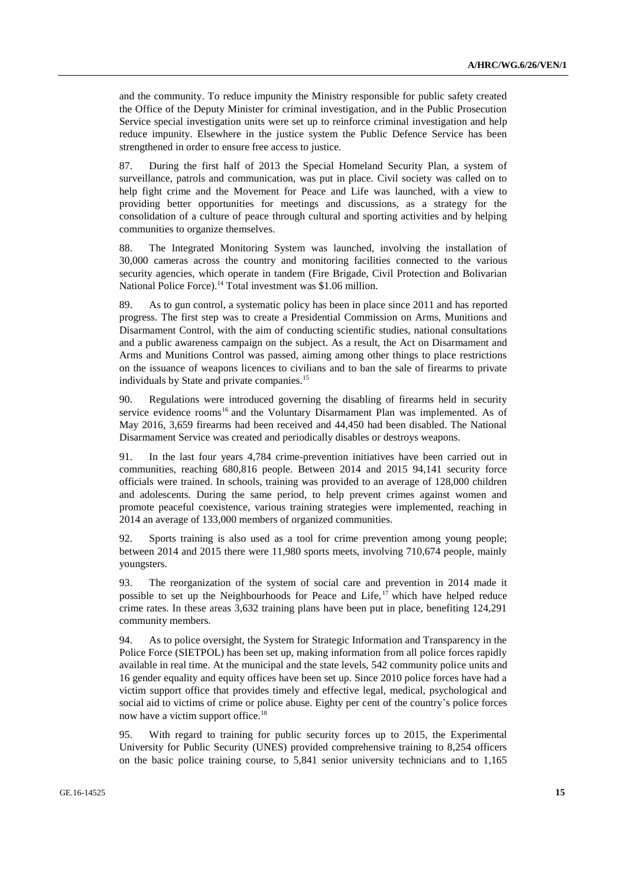and the community. To reduce impunity the Ministry responsible for public safety created the Office of the Deputy Minister for criminal investigation, and in the Public Prosecution Service special investigation units were set up to reinforce criminal investigation and help reduce impunity. Elsewhere in the justice system the Public Defence Service has been strengthened in order to ensure free access to justice.

87. During the first half of 2013 the Special Homeland Security Plan, a system of surveillance, patrols and communication, was put in place. Civil society was called on to help fight crime and the Movement for Peace and Life was launched, with a view to providing better opportunities for meetings and discussions, as a strategy for the consolidation of a culture of peace through cultural and sporting activities and by helping communities to organize themselves.

88. The Integrated Monitoring System was launched, involving the installation of 30,000 cameras across the country and monitoring facilities connected to the various security agencies, which operate in tandem (Fire Brigade, Civil Protection and Bolivarian National Police Force).[14] Total investment was $1.06 million.

89. As to gun control, a systematic policy has been in place since 2011 and has reported progress. The first step was to create a Presidential Commission on Arms, Munitions and Disarmament Control, with the aim of conducting scientific studies, national consultations and a public awareness campaign on the subject. As a result, the Act on Disarmament and Arms and Munitions Control was passed, aiming among other things to place restrictions on the issuance of weapons licences to civilians and to ban the sale of firearms to private individuals by State and private companies.[15]

90. Regulations were introduced governing the disabling of firearms held in security service evidence rooms[16] and the Voluntary Disarmament Plan was implemented. As of May 2016, 3,659 firearms had been received and 44,450 had been disabled. The National Disarmament Service was created and periodically disables or destroys weapons.

91. In the last four years 4,784 crime-prevention initiatives have been carried out in communities, reaching 680,816 people. Between 2014 and 2015 94,141 security force officials were trained. In schools, training was provided to an average of 128,000 children and adolescents. During the same period, to help prevent crimes against women and promote peaceful coexistence, various training strategies were implemented, reaching in 2014 an average of 133,000 members of organized communities.

92. Sports training is also used as a tool for crime prevention among young people; between 2014 and 2015 there were 11,980 sports meets, involving 710,674 people, mainly youngsters.

93. The reorganization of the system of social care and prevention in 2014 made it possible to set up the Neighbourhoods for Peace and Life,[17] which have helped reduce crime rates. In these areas 3,632 training plans have been put in place, benefiting 124,291 community members.

94. As to police oversight, the System for Strategic Information and Transparency in the Police Force (SIETPOL) has been set up, making information from all police forces rapidly available in real time. At the municipal and the state levels, 542 community police units and 16 gender equality and equity offices have been set up. Since 2010 police forces have had a victim support office that provides timely and effective legal, medical, psychological and social aid to victims of crime or police abuse. Eighty per cent of the country's police forces now have a victim support office.[18]

95. With regard to training for public security forces up to 2015, the Experimental University for Public Security (UNES) provided comprehensive training to 8,254 officers on the basic police training course, to 5,841 senior university technicians and to 1,165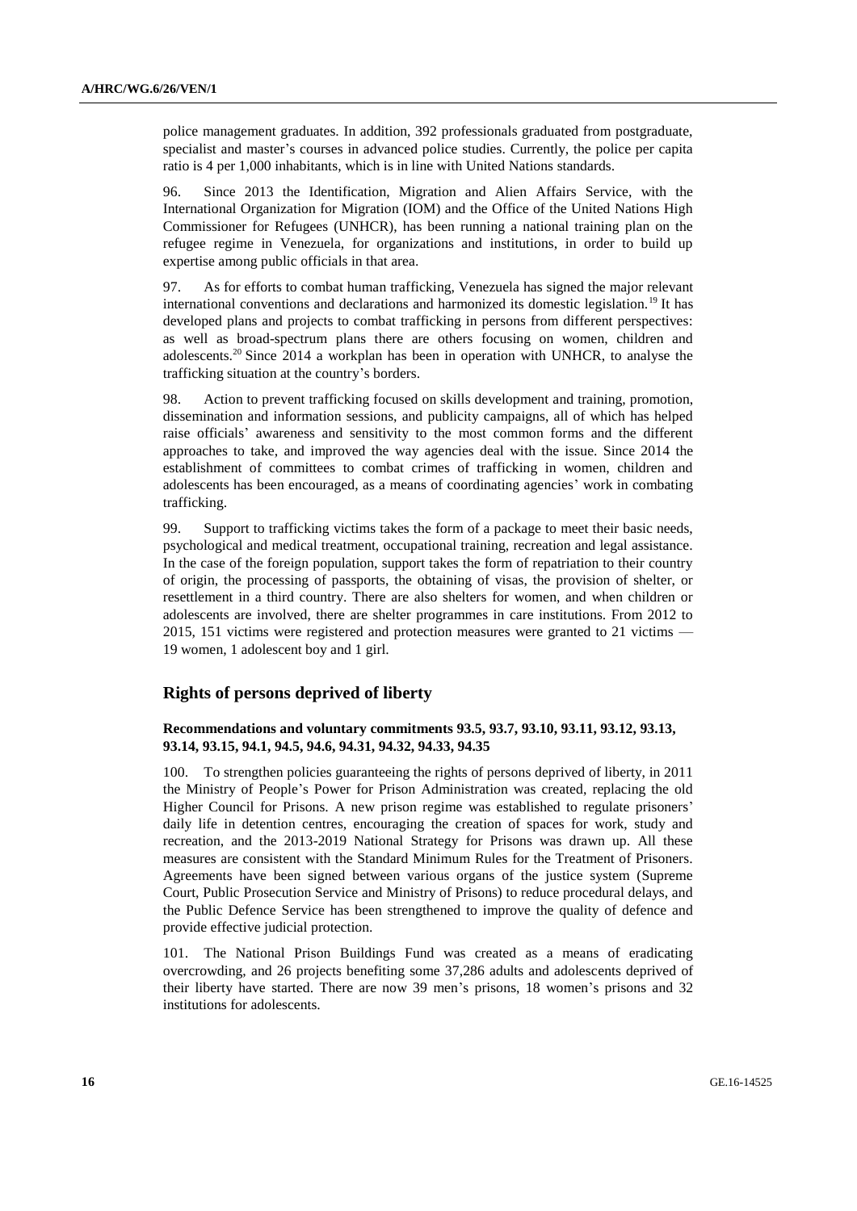police management graduates. In addition, 392 professionals graduated from postgraduate, specialist and master's courses in advanced police studies. Currently, the police per capita ratio is 4 per 1,000 inhabitants, which is in line with United Nations standards.

96. Since 2013 the Identification, Migration and Alien Affairs Service, with the International Organization for Migration (IOM) and the Office of the United Nations High Commissioner for Refugees (UNHCR), has been running a national training plan on the refugee regime in Venezuela, for organizations and institutions, in order to build up expertise among public officials in that area.

97. As for efforts to combat human trafficking, Venezuela has signed the major relevant international conventions and declarations and harmonized its domestic legislation.[19] It has developed plans and projects to combat trafficking in persons from different perspectives: as well as broad-spectrum plans there are others focusing on women, children and adolescents.[20] Since 2014 a workplan has been in operation with UNHCR, to analyse the trafficking situation at the country's borders.

98. Action to prevent trafficking focused on skills development and training, promotion, dissemination and information sessions, and publicity campaigns, all of which has helped raise officials' awareness and sensitivity to the most common forms and the different approaches to take, and improved the way agencies deal with the issue. Since 2014 the establishment of committees to combat crimes of trafficking in women, children and adolescents has been encouraged, as a means of coordinating agencies' work in combating trafficking.

99. Support to trafficking victims takes the form of a package to meet their basic needs, psychological and medical treatment, occupational training, recreation and legal assistance. In the case of the foreign population, support takes the form of repatriation to their country of origin, the processing of passports, the obtaining of visas, the provision of shelter, or resettlement in a third country. There are also shelters for women, and when children or adolescents are involved, there are shelter programmes in care institutions. From 2012 to 2015, 151 victims were registered and protection measures were granted to 21 victims — 19 women, 1 adolescent boy and 1 girl.

## Rights of persons deprived of liberty

### Recommendations and voluntary commitments 93.5, 93.7, 93.10, 93.11, 93.12, 93.13, 93.14, 93.15, 94.1, 94.5, 94.6, 94.31, 94.32, 94.33, 94.35

100. To strengthen policies guaranteeing the rights of persons deprived of liberty, in 2011 the Ministry of People's Power for Prison Administration was created, replacing the old Higher Council for Prisons. A new prison regime was established to regulate prisoners' daily life in detention centres, encouraging the creation of spaces for work, study and recreation, and the 2013-2019 National Strategy for Prisons was drawn up. All these measures are consistent with the Standard Minimum Rules for the Treatment of Prisoners. Agreements have been signed between various organs of the justice system (Supreme Court, Public Prosecution Service and Ministry of Prisons) to reduce procedural delays, and the Public Defence Service has been strengthened to improve the quality of defence and provide effective judicial protection.

101. The National Prison Buildings Fund was created as a means of eradicating overcrowding, and 26 projects benefiting some 37,286 adults and adolescents deprived of their liberty have started. There are now 39 men's prisons, 18 women's prisons and 32 institutions for adolescents.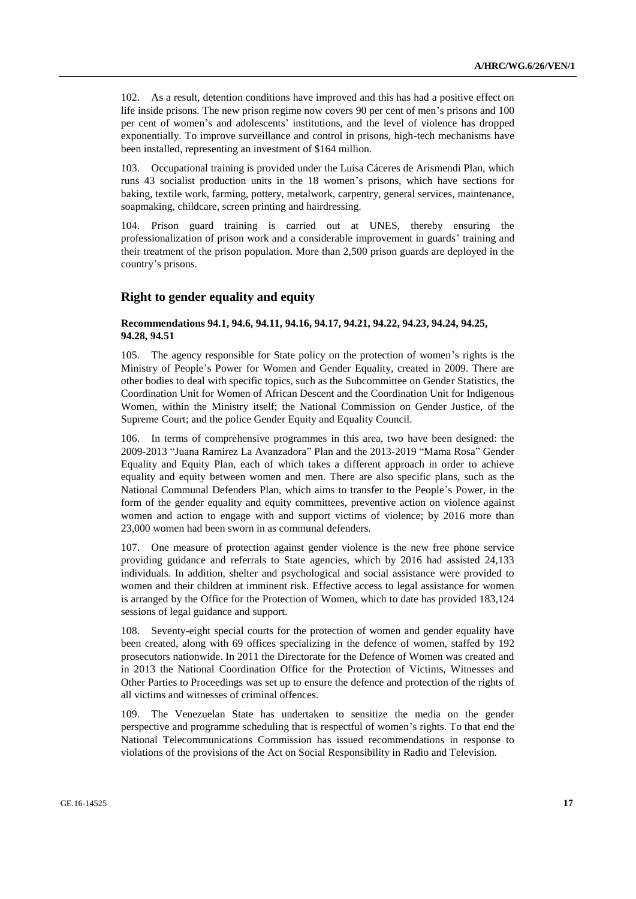102. As a result, detention conditions have improved and this has had a positive effect on life inside prisons. The new prison regime now covers 90 per cent of men's prisons and 100 per cent of women's and adolescents' institutions, and the level of violence has dropped exponentially. To improve surveillance and control in prisons, high-tech mechanisms have been installed, representing an investment of $164 million.

103. Occupational training is provided under the Luisa Cáceres de Arismendi Plan, which runs 43 socialist production units in the 18 women's prisons, which have sections for baking, textile work, farming, pottery, metalwork, carpentry, general services, maintenance, soapmaking, childcare, screen printing and hairdressing.

104. Prison guard training is carried out at UNES, thereby ensuring the professionalization of prison work and a considerable improvement in guards' training and their treatment of the prison population. More than 2,500 prison guards are deployed in the country's prisons.

## Right to gender equality and equity

### Recommendations 94.1, 94.6, 94.11, 94.16, 94.17, 94.21, 94.22, 94.23, 94.24, 94.25, 94.28, 94.51

105. The agency responsible for State policy on the protection of women's rights is the Ministry of People's Power for Women and Gender Equality, created in 2009. There are other bodies to deal with specific topics, such as the Subcommittee on Gender Statistics, the Coordination Unit for Women of African Descent and the Coordination Unit for Indigenous Women, within the Ministry itself; the National Commission on Gender Justice, of the Supreme Court; and the police Gender Equity and Equality Council.

106. In terms of comprehensive programmes in this area, two have been designed: the 2009-2013 "Juana Ramirez La Avanzadora" Plan and the 2013-2019 "Mama Rosa" Gender Equality and Equity Plan, each of which takes a different approach in order to achieve equality and equity between women and men. There are also specific plans, such as the National Communal Defenders Plan, which aims to transfer to the People's Power, in the form of the gender equality and equity committees, preventive action on violence against women and action to engage with and support victims of violence; by 2016 more than 23,000 women had been sworn in as communal defenders.

107. One measure of protection against gender violence is the new free phone service providing guidance and referrals to State agencies, which by 2016 had assisted 24,133 individuals. In addition, shelter and psychological and social assistance were provided to women and their children at imminent risk. Effective access to legal assistance for women is arranged by the Office for the Protection of Women, which to date has provided 183,124 sessions of legal guidance and support.

108. Seventy-eight special courts for the protection of women and gender equality have been created, along with 69 offices specializing in the defence of women, staffed by 192 prosecutors nationwide. In 2011 the Directorate for the Defence of Women was created and in 2013 the National Coordination Office for the Protection of Victims, Witnesses and Other Parties to Proceedings was set up to ensure the defence and protection of the rights of all victims and witnesses of criminal offences.

109. The Venezuelan State has undertaken to sensitize the media on the gender perspective and programme scheduling that is respectful of women's rights. To that end the National Telecommunications Commission has issued recommendations in response to violations of the provisions of the Act on Social Responsibility in Radio and Television.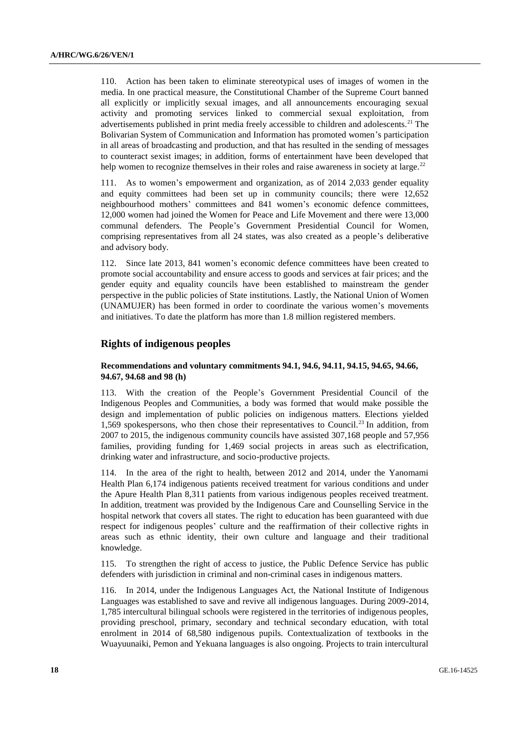110. Action has been taken to eliminate stereotypical uses of images of women in the media. In one practical measure, the Constitutional Chamber of the Supreme Court banned all explicitly or implicitly sexual images, and all announcements encouraging sexual activity and promoting services linked to commercial sexual exploitation, from advertisements published in print media freely accessible to children and adolescents.[21] The Bolivarian System of Communication and Information has promoted women's participation in all areas of broadcasting and production, and that has resulted in the sending of messages to counteract sexist images; in addition, forms of entertainment have been developed that help women to recognize themselves in their roles and raise awareness in society at large.[22]

111. As to women's empowerment and organization, as of 2014 2,033 gender equality and equity committees had been set up in community councils; there were 12,652 neighbourhood mothers' committees and 841 women's economic defence committees, 12,000 women had joined the Women for Peace and Life Movement and there were 13,000 communal defenders. The People's Government Presidential Council for Women, comprising representatives from all 24 states, was also created as a people's deliberative and advisory body.

112. Since late 2013, 841 women's economic defence committees have been created to promote social accountability and ensure access to goods and services at fair prices; and the gender equity and equality councils have been established to mainstream the gender perspective in the public policies of State institutions. Lastly, the National Union of Women (UNAMUJER) has been formed in order to coordinate the various women's movements and initiatives. To date the platform has more than 1.8 million registered members.

## Rights of indigenous peoples

### Recommendations and voluntary commitments 94.1, 94.6, 94.11, 94.15, 94.65, 94.66, 94.67, 94.68 and 98 (h)

113. With the creation of the People's Government Presidential Council of the Indigenous Peoples and Communities, a body was formed that would make possible the design and implementation of public policies on indigenous matters. Elections yielded 1,569 spokespersons, who then chose their representatives to Council.[23] In addition, from 2007 to 2015, the indigenous community councils have assisted 307,168 people and 57,956 families, providing funding for 1,469 social projects in areas such as electrification, drinking water and infrastructure, and socio-productive projects.

114. In the area of the right to health, between 2012 and 2014, under the Yanomami Health Plan 6,174 indigenous patients received treatment for various conditions and under the Apure Health Plan 8,311 patients from various indigenous peoples received treatment. In addition, treatment was provided by the Indigenous Care and Counselling Service in the hospital network that covers all states. The right to education has been guaranteed with due respect for indigenous peoples' culture and the reaffirmation of their collective rights in areas such as ethnic identity, their own culture and language and their traditional knowledge.

115. To strengthen the right of access to justice, the Public Defence Service has public defenders with jurisdiction in criminal and non-criminal cases in indigenous matters.

116. In 2014, under the Indigenous Languages Act, the National Institute of Indigenous Languages was established to save and revive all indigenous languages. During 2009-2014, 1,785 intercultural bilingual schools were registered in the territories of indigenous peoples, providing preschool, primary, secondary and technical secondary education, with total enrolment in 2014 of 68,580 indigenous pupils. Contextualization of textbooks in the Wuayuunaiki, Pemon and Yekuana languages is also ongoing. Projects to train intercultural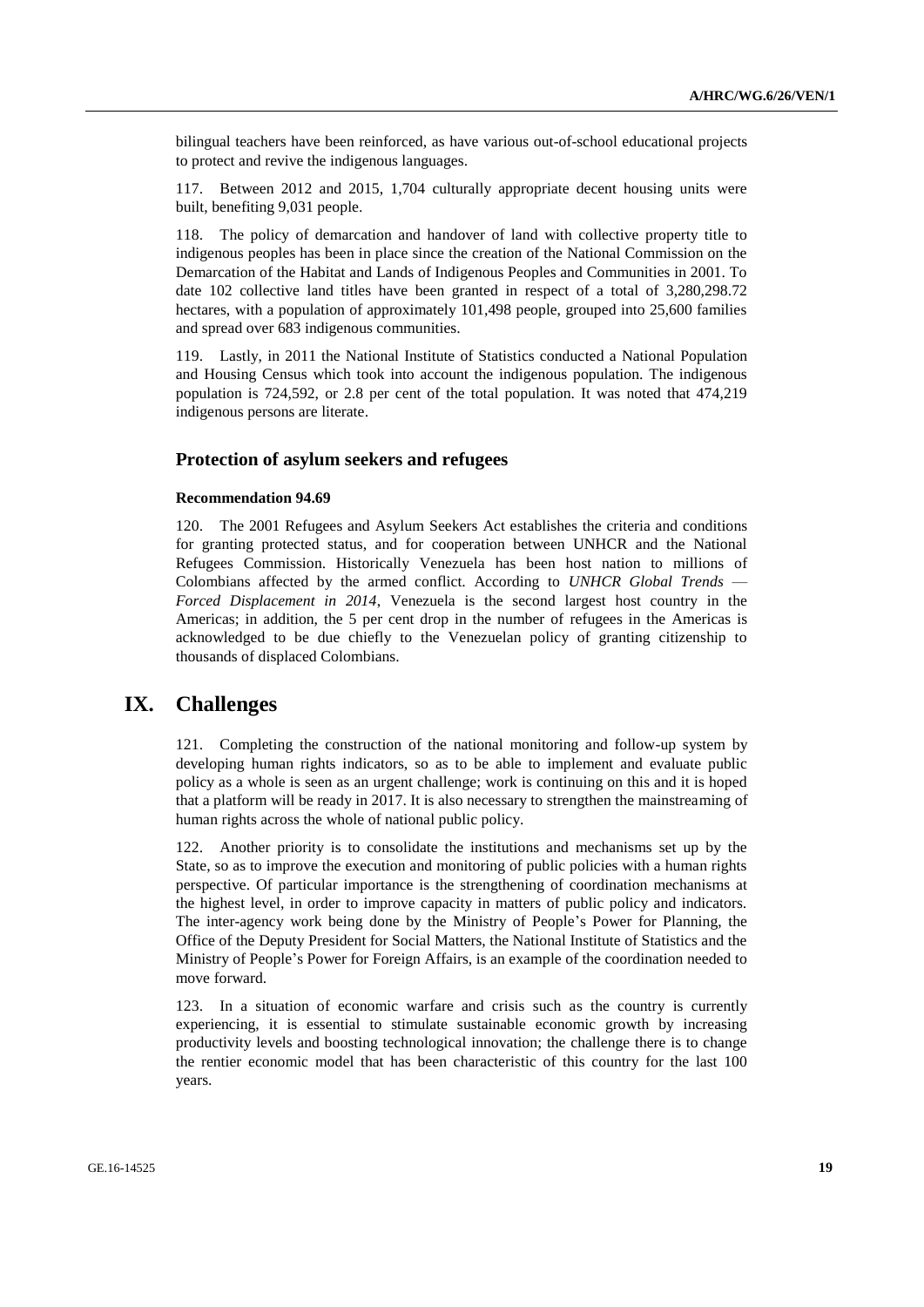bilingual teachers have been reinforced, as have various out-of-school educational projects to protect and revive the indigenous languages.

117. Between 2012 and 2015, 1,704 culturally appropriate decent housing units were built, benefiting 9,031 people.

118. The policy of demarcation and handover of land with collective property title to indigenous peoples has been in place since the creation of the National Commission on the Demarcation of the Habitat and Lands of Indigenous Peoples and Communities in 2001. To date 102 collective land titles have been granted in respect of a total of 3,280,298.72 hectares, with a population of approximately 101,498 people, grouped into 25,600 families and spread over 683 indigenous communities.

119. Lastly, in 2011 the National Institute of Statistics conducted a National Population and Housing Census which took into account the indigenous population. The indigenous population is 724,592, or 2.8 per cent of the total population. It was noted that 474,219 indigenous persons are literate.

### Protection of asylum seekers and refugees

#### Recommendation 94.69

120. The 2001 Refugees and Asylum Seekers Act establishes the criteria and conditions for granting protected status, and for cooperation between UNHCR and the National Refugees Commission. Historically Venezuela has been host nation to millions of Colombians affected by the armed conflict. According to *UNHCR Global Trends — Forced Displacement in 2014*, Venezuela is the second largest host country in the Americas; in addition, the 5 per cent drop in the number of refugees in the Americas is acknowledged to be due chiefly to the Venezuelan policy of granting citizenship to thousands of displaced Colombians.

## IX. Challenges

121. Completing the construction of the national monitoring and follow-up system by developing human rights indicators, so as to be able to implement and evaluate public policy as a whole is seen as an urgent challenge; work is continuing on this and it is hoped that a platform will be ready in 2017. It is also necessary to strengthen the mainstreaming of human rights across the whole of national public policy.

122. Another priority is to consolidate the institutions and mechanisms set up by the State, so as to improve the execution and monitoring of public policies with a human rights perspective. Of particular importance is the strengthening of coordination mechanisms at the highest level, in order to improve capacity in matters of public policy and indicators. The inter-agency work being done by the Ministry of People's Power for Planning, the Office of the Deputy President for Social Matters, the National Institute of Statistics and the Ministry of People's Power for Foreign Affairs, is an example of the coordination needed to move forward.

123. In a situation of economic warfare and crisis such as the country is currently experiencing, it is essential to stimulate sustainable economic growth by increasing productivity levels and boosting technological innovation; the challenge there is to change the rentier economic model that has been characteristic of this country for the last 100 years.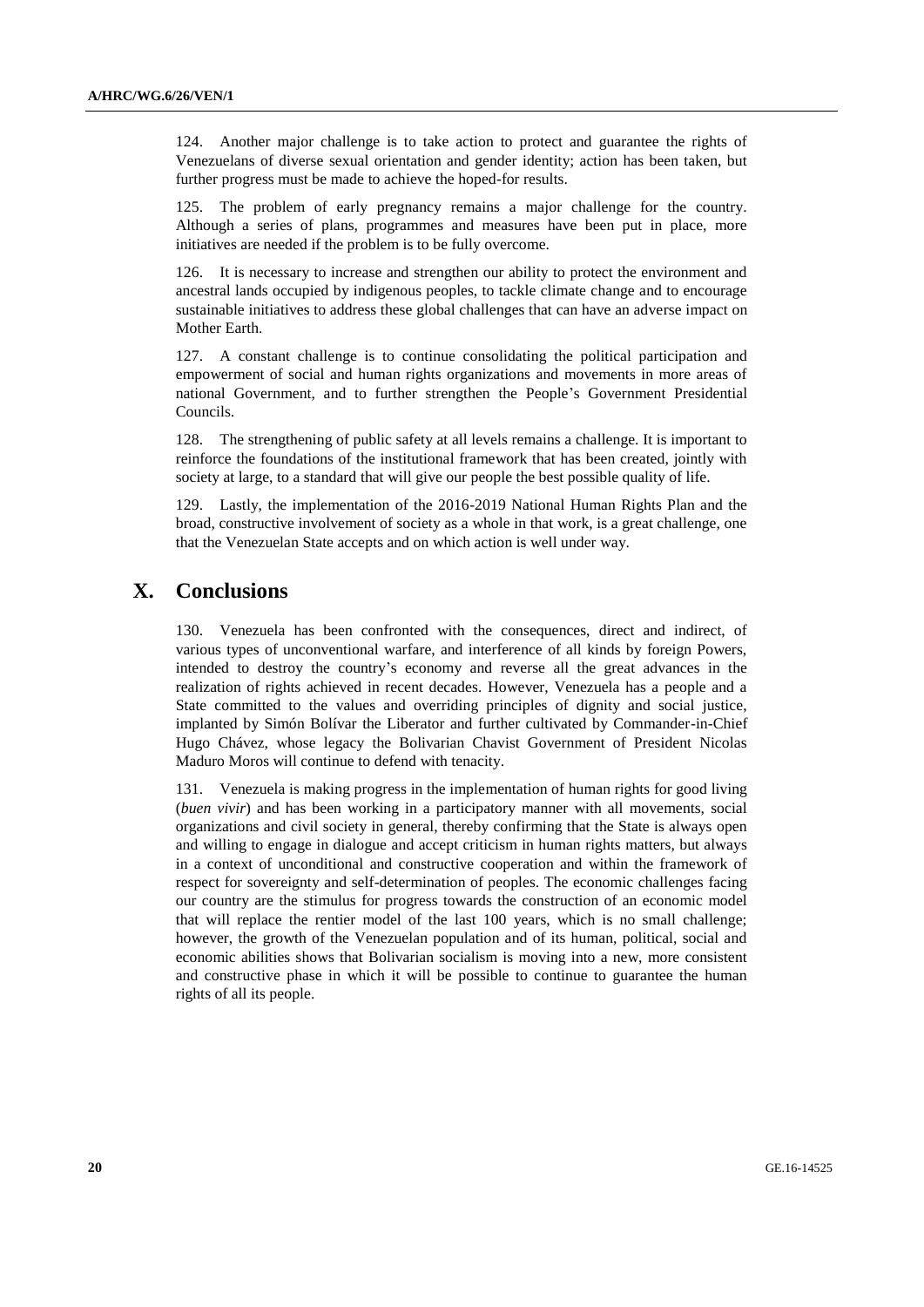124. Another major challenge is to take action to protect and guarantee the rights of Venezuelans of diverse sexual orientation and gender identity; action has been taken, but further progress must be made to achieve the hoped-for results.

125. The problem of early pregnancy remains a major challenge for the country. Although a series of plans, programmes and measures have been put in place, more initiatives are needed if the problem is to be fully overcome.

126. It is necessary to increase and strengthen our ability to protect the environment and ancestral lands occupied by indigenous peoples, to tackle climate change and to encourage sustainable initiatives to address these global challenges that can have an adverse impact on Mother Earth.

127. A constant challenge is to continue consolidating the political participation and empowerment of social and human rights organizations and movements in more areas of national Government, and to further strengthen the People's Government Presidential Councils.

128. The strengthening of public safety at all levels remains a challenge. It is important to reinforce the foundations of the institutional framework that has been created, jointly with society at large, to a standard that will give our people the best possible quality of life.

129. Lastly, the implementation of the 2016-2019 National Human Rights Plan and the broad, constructive involvement of society as a whole in that work, is a great challenge, one that the Venezuelan State accepts and on which action is well under way.

## X. Conclusions

130. Venezuela has been confronted with the consequences, direct and indirect, of various types of unconventional warfare, and interference of all kinds by foreign Powers, intended to destroy the country's economy and reverse all the great advances in the realization of rights achieved in recent decades. However, Venezuela has a people and a State committed to the values and overriding principles of dignity and social justice, implanted by Simón Bolívar the Liberator and further cultivated by Commander-in-Chief Hugo Chávez, whose legacy the Bolivarian Chavist Government of President Nicolas Maduro Moros will continue to defend with tenacity.

131. Venezuela is making progress in the implementation of human rights for good living (*buen vivir*) and has been working in a participatory manner with all movements, social organizations and civil society in general, thereby confirming that the State is always open and willing to engage in dialogue and accept criticism in human rights matters, but always in a context of unconditional and constructive cooperation and within the framework of respect for sovereignty and self-determination of peoples. The economic challenges facing our country are the stimulus for progress towards the construction of an economic model that will replace the rentier model of the last 100 years, which is no small challenge; however, the growth of the Venezuelan population and of its human, political, social and economic abilities shows that Bolivarian socialism is moving into a new, more consistent and constructive phase in which it will be possible to continue to guarantee the human rights of all its people.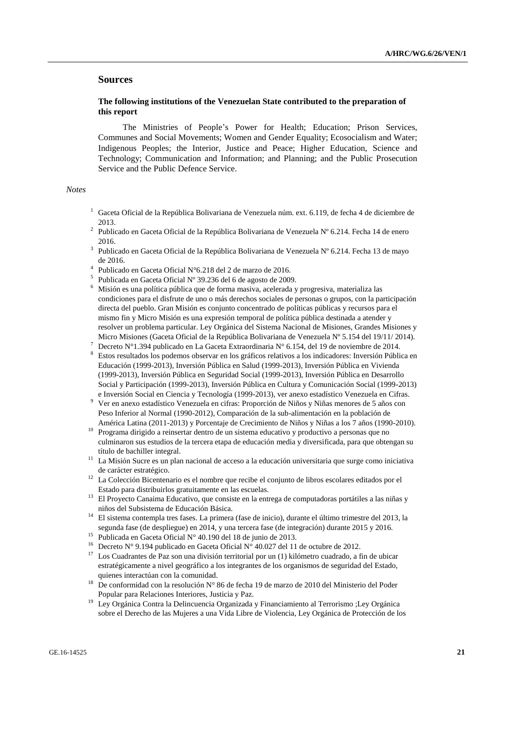## Sources

### The following institutions of the Venezuelan State contributed to the preparation of this report

The Ministries of People's Power for Health; Education; Prison Services, Communes and Social Movements; Women and Gender Equality; Ecosocialism and Water; Indigenous Peoples; the Interior, Justice and Peace; Higher Education, Science and Technology; Communication and Information; and Planning; and the Public Prosecution Service and the Public Defence Service.

*Notes*

[1] Gaceta Oficial de la República Bolivariana de Venezuela núm. ext. 6.119, de fecha 4 de diciembre de 2013.

[2] Publicado en Gaceta Oficial de la República Bolivariana de Venezuela Nº 6.214. Fecha 14 de enero 2016.

[3] Publicado en Gaceta Oficial de la República Bolivariana de Venezuela Nº 6.214. Fecha 13 de mayo de 2016.

[4] Publicado en Gaceta Oficial N°6.218 del 2 de marzo de 2016.

[5] Publicada en Gaceta Oficial Nº 39.236 del 6 de agosto de 2009.

[6] Misión es una política pública que de forma masiva, acelerada y progresiva, materializa las condiciones para el disfrute de uno o más derechos sociales de personas o grupos, con la participación directa del pueblo. Gran Misión es conjunto concentrado de políticas públicas y recursos para el mismo fin y Micro Misión es una expresión temporal de política pública destinada a atender y resolver un problema particular. Ley Orgánica del Sistema Nacional de Misiones, Grandes Misiones y Micro Misiones (Gaceta Oficial de la República Bolivariana de Venezuela Nº 5.154 del 19/11/ 2014).

[7] Decreto N°1.394 publicado en La Gaceta Extraordinaria N° 6.154, del 19 de noviembre de 2014.

[8] Estos resultados los podemos observar en los gráficos relativos a los indicadores: Inversión Pública en Educación (1999-2013), Inversión Pública en Salud (1999-2013), Inversión Pública en Vivienda (1999-2013), Inversión Pública en Seguridad Social (1999-2013), Inversión Pública en Desarrollo Social y Participación (1999-2013), Inversión Pública en Cultura y Comunicación Social (1999-2013) e Inversión Social en Ciencia y Tecnología (1999-2013), ver anexo estadístico Venezuela en Cifras.

[9] Ver en anexo estadístico Venezuela en cifras: Proporción de Niños y Niñas menores de 5 años con Peso Inferior al Normal (1990-2012), Comparación de la sub-alimentación en la población de América Latina (2011-2013) y Porcentaje de Crecimiento de Niños y Niñas a los 7 años (1990-2010).

[10] Programa dirigido a reinsertar dentro de un sistema educativo y productivo a personas que no culminaron sus estudios de la tercera etapa de educación media y diversificada, para que obtengan su título de bachiller integral.

[11] La Misión Sucre es un plan nacional de acceso a la educación universitaria que surge como iniciativa de carácter estratégico.

[12] La Colección Bicentenario es el nombre que recibe el conjunto de libros escolares editados por el Estado para distribuirlos gratuitamente en las escuelas.

[13] El Proyecto Canaima Educativo, que consiste en la entrega de computadoras portátiles a las niñas y niños del Subsistema de Educación Básica.

[14] El sistema contempla tres fases. La primera (fase de inicio), durante el último trimestre del 2013, la segunda fase (de despliegue) en 2014, y una tercera fase (de integración) durante 2015 y 2016.

[15] Publicada en Gaceta Oficial N° 40.190 del 18 de junio de 2013.

[16] Decreto N° 9.194 publicado en Gaceta Oficial N° 40.027 del 11 de octubre de 2012.

[17] Los Cuadrantes de Paz son una división territorial por un (1) kilómetro cuadrado, a fin de ubicar estratégicamente a nivel geográfico a los integrantes de los organismos de seguridad del Estado, quienes interactúan con la comunidad.

[18] De conformidad con la resolución N° 86 de fecha 19 de marzo de 2010 del Ministerio del Poder Popular para Relaciones Interiores, Justicia y Paz.

[19] Ley Orgánica Contra la Delincuencia Organizada y Financiamiento al Terrorismo ;Ley Orgánica sobre el Derecho de las Mujeres a una Vida Libre de Violencia, Ley Orgánica de Protección de los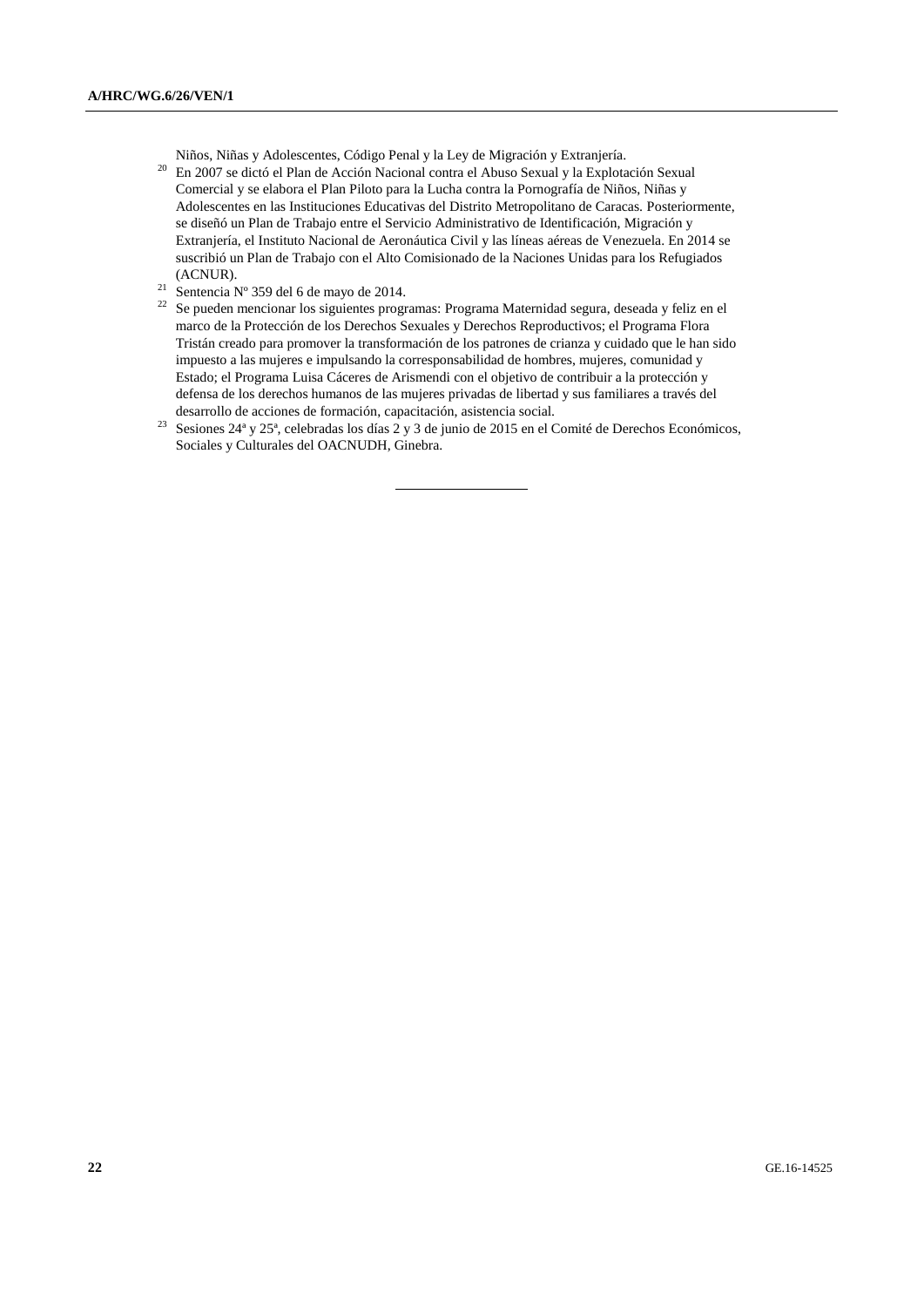Niños, Niñas y Adolescentes, Código Penal y la Ley de Migración y Extranjería.

[20] En 2007 se dictó el Plan de Acción Nacional contra el Abuso Sexual y la Explotación Sexual Comercial y se elabora el Plan Piloto para la Lucha contra la Pornografía de Niños, Niñas y Adolescentes en las Instituciones Educativas del Distrito Metropolitano de Caracas. Posteriormente, se diseñó un Plan de Trabajo entre el Servicio Administrativo de Identificación, Migración y Extranjería, el Instituto Nacional de Aeronáutica Civil y las líneas aéreas de Venezuela. En 2014 se suscribió un Plan de Trabajo con el Alto Comisionado de la Naciones Unidas para los Refugiados (ACNUR).

[21] Sentencia Nº 359 del 6 de mayo de 2014.

[22] Se pueden mencionar los siguientes programas: Programa Maternidad segura, deseada y feliz en el marco de la Protección de los Derechos Sexuales y Derechos Reproductivos; el Programa Flora Tristán creado para promover la transformación de los patrones de crianza y cuidado que le han sido impuesto a las mujeres e impulsando la corresponsabilidad de hombres, mujeres, comunidad y Estado; el Programa Luisa Cáceres de Arismendi con el objetivo de contribuir a la protección y defensa de los derechos humanos de las mujeres privadas de libertad y sus familiares a través del desarrollo de acciones de formación, capacitación, asistencia social.

[23] Sesiones 24ª y 25ª, celebradas los días 2 y 3 de junio de 2015 en el Comité de Derechos Económicos, Sociales y Culturales del OACNUDH, Ginebra.